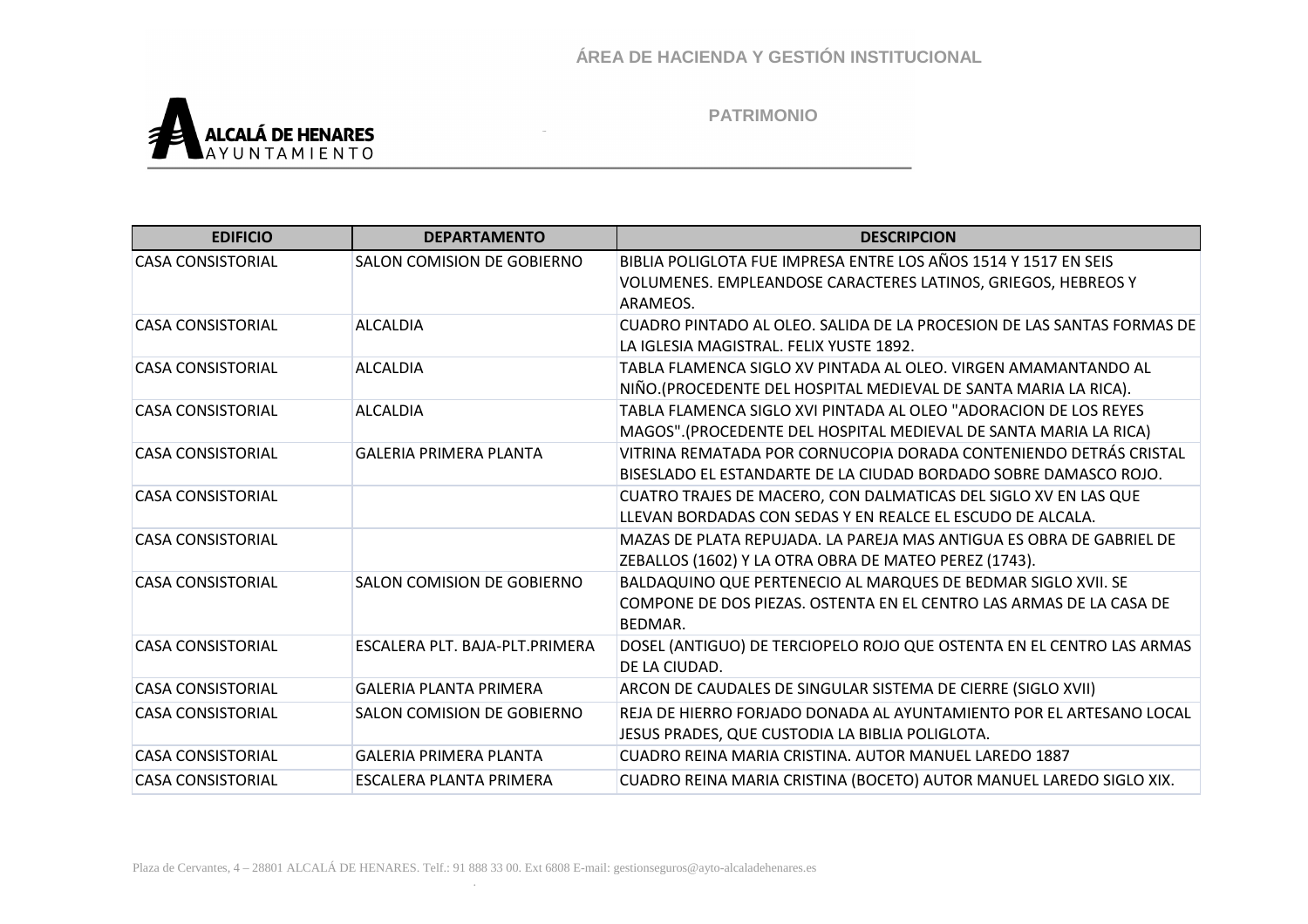ÁREA DE HACIENDA Y GESTIÓN INSTITUCIONAL

PATRIMONIO

ALCALÁ DE HENARES AYUNTAMIENTO

| EDIFICIO | DEPARTAMENTO | DESCRIPCION |
|---|---|---|
| CASA CONSISTORIAL | SALON COMISION DE GOBIERNO | BIBLIA POLIGLOTA FUE IMPRESA ENTRE LOS AÑOS 1514 Y 1517 EN SEIS VOLUMENES. EMPLEANDOSE CARACTERES LATINOS, GRIEGOS, HEBREOS Y ARAMEOS. |
| CASA CONSISTORIAL | ALCALDIA | CUADRO PINTADO AL OLEO. SALIDA DE LA PROCESION DE LAS SANTAS FORMAS DE LA IGLESIA MAGISTRAL. FELIX YUSTE 1892. |
| CASA CONSISTORIAL | ALCALDIA | TABLA FLAMENCA SIGLO XV PINTADA AL OLEO. VIRGEN AMAMANTANDO AL NIÑO.(PROCEDENTE DEL HOSPITAL MEDIEVAL DE SANTA MARIA LA RICA). |
| CASA CONSISTORIAL | ALCALDIA | TABLA FLAMENCA SIGLO XVI PINTADA AL OLEO "ADORACION DE LOS REYES MAGOS".(PROCEDENTE DEL HOSPITAL MEDIEVAL DE SANTA MARIA LA RICA) |
| CASA CONSISTORIAL | GALERIA PRIMERA PLANTA | VITRINA REMATADA POR CORNUCOPIA DORADA CONTENIENDO DETRÁS CRISTAL BISESLADO EL ESTANDARTE DE LA CIUDAD BORDADO SOBRE DAMASCO ROJO. |
| CASA CONSISTORIAL | | CUATRO TRAJES DE MACERO, CON DALMATICAS DEL SIGLO XV EN LAS QUE LLEVAN BORDADAS CON SEDAS Y EN REALCE EL ESCUDO DE ALCALA. |
| CASA CONSISTORIAL | | MAZAS DE PLATA REPUJADA. LA PAREJA MAS ANTIGUA ES OBRA DE GABRIEL DE ZEBALLOS (1602) Y LA OTRA OBRA DE MATEO PEREZ (1743). |
| CASA CONSISTORIAL | SALON COMISION DE GOBIERNO | BALDAQUINO QUE PERTENECIO AL MARQUES DE BEDMAR SIGLO XVII. SE COMPONE DE DOS PIEZAS. OSTENTA EN EL CENTRO LAS ARMAS DE LA CASA DE BEDMAR. |
| CASA CONSISTORIAL | ESCALERA PLT. BAJA-PLT.PRIMERA | DOSEL (ANTIGUO) DE TERCIOPELO ROJO QUE OSTENTA EN EL CENTRO LAS ARMAS DE LA CIUDAD. |
| CASA CONSISTORIAL | GALERIA PLANTA PRIMERA | ARCON DE CAUDALES DE SINGULAR SISTEMA DE CIERRE (SIGLO XVII) |
| CASA CONSISTORIAL | SALON COMISION DE GOBIERNO | REJA DE HIERRO FORJADO DONADA AL AYUNTAMIENTO POR EL ARTESANO LOCAL JESUS PRADES, QUE CUSTODIA LA BIBLIA POLIGLOTA. |
| CASA CONSISTORIAL | GALERIA PRIMERA PLANTA | CUADRO REINA MARIA CRISTINA. AUTOR MANUEL LAREDO 1887 |
| CASA CONSISTORIAL | ESCALERA PLANTA PRIMERA | CUADRO REINA MARIA CRISTINA (BOCETO) AUTOR MANUEL LAREDO SIGLO XIX. |

Plaza de Cervantes, 4 – 28801 ALCALÁ DE HENARES. Telf.: 91 888 33 00. Ext 6808 E-mail: gestionseguros@ayto-alcaladehenares.es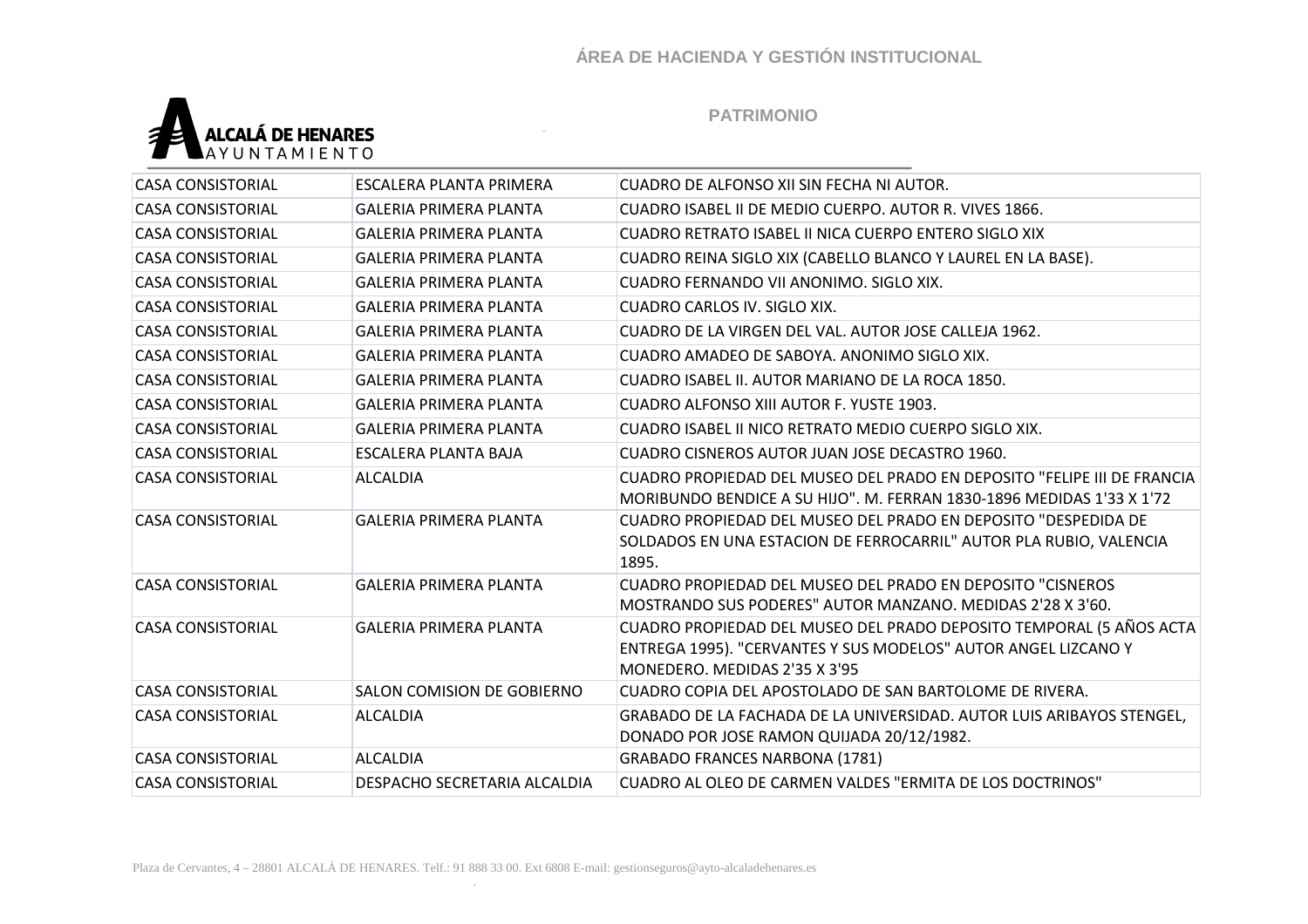| CASA CONSISTORIAL | ESCALERA PLANTA PRIMERA | CUADRO DE ALFONSO XII SIN FECHA NI AUTOR. |
|---|---|---|
| CASA CONSISTORIAL | GALERIA PRIMERA PLANTA | CUADRO ISABEL II DE MEDIO CUERPO. AUTOR R. VIVES 1866. |
| CASA CONSISTORIAL | GALERIA PRIMERA PLANTA | CUADRO RETRATO ISABEL II NICA CUERPO ENTERO SIGLO XIX |
| CASA CONSISTORIAL | GALERIA PRIMERA PLANTA | CUADRO REINA SIGLO XIX (CABELLO BLANCO Y LAUREL EN LA BASE). |
| CASA CONSISTORIAL | GALERIA PRIMERA PLANTA | CUADRO FERNANDO VII ANONIMO. SIGLO XIX. |
| CASA CONSISTORIAL | GALERIA PRIMERA PLANTA | CUADRO CARLOS IV. SIGLO XIX. |
| CASA CONSISTORIAL | GALERIA PRIMERA PLANTA | CUADRO DE LA VIRGEN DEL VAL. AUTOR JOSE CALLEJA 1962. |
| CASA CONSISTORIAL | GALERIA PRIMERA PLANTA | CUADRO AMADEO DE SABOYA. ANONIMO SIGLO XIX. |
| CASA CONSISTORIAL | GALERIA PRIMERA PLANTA | CUADRO ISABEL II. AUTOR MARIANO DE LA ROCA 1850. |
| CASA CONSISTORIAL | GALERIA PRIMERA PLANTA | CUADRO ALFONSO XIII AUTOR F. YUSTE 1903. |
| CASA CONSISTORIAL | GALERIA PRIMERA PLANTA | CUADRO ISABEL II NICO RETRATO MEDIO CUERPO SIGLO XIX. |
| CASA CONSISTORIAL | ESCALERA PLANTA BAJA | CUADRO CISNEROS AUTOR JUAN JOSE DECASTRO 1960. |
| CASA CONSISTORIAL | ALCALDIA | CUADRO PROPIEDAD DEL MUSEO DEL PRADO EN DEPOSITO "FELIPE III DE FRANCIA MORIBUNDO BENDICE A SU HIJO". M. FERRAN 1830-1896 MEDIDAS 1'33 X 1'72 |
| CASA CONSISTORIAL | GALERIA PRIMERA PLANTA | CUADRO PROPIEDAD DEL MUSEO DEL PRADO EN DEPOSITO "DESPEDIDA DE SOLDADOS EN UNA ESTACION DE FERROCARRIL" AUTOR PLA RUBIO, VALENCIA 1895. |
| CASA CONSISTORIAL | GALERIA PRIMERA PLANTA | CUADRO PROPIEDAD DEL MUSEO DEL PRADO EN DEPOSITO "CISNEROS MOSTRANDO SUS PODERES" AUTOR MANZANO. MEDIDAS 2'28 X 3'60. |
| CASA CONSISTORIAL | GALERIA PRIMERA PLANTA | CUADRO PROPIEDAD DEL MUSEO DEL PRADO DEPOSITO TEMPORAL (5 AÑOS ACTA ENTREGA 1995). "CERVANTES Y SUS MODELOS" AUTOR ANGEL LIZCANO Y MONEDERO. MEDIDAS 2'35 X 3'95 |
| CASA CONSISTORIAL | SALON COMISION DE GOBIERNO | CUADRO COPIA DEL APOSTOLADO DE SAN BARTOLOME DE RIVERA. |
| CASA CONSISTORIAL | ALCALDIA | GRABADO DE LA FACHADA DE LA UNIVERSIDAD. AUTOR LUIS ARIBAYOS STENGEL, DONADO POR JOSE RAMON QUIJADA 20/12/1982. |
| CASA CONSISTORIAL | ALCALDIA | GRABADO FRANCES NARBONA (1781) |
| CASA CONSISTORIAL | DESPACHO SECRETARIA ALCALDIA | CUADRO AL OLEO DE CARMEN VALDES "ERMITA DE LOS DOCTRINOS" |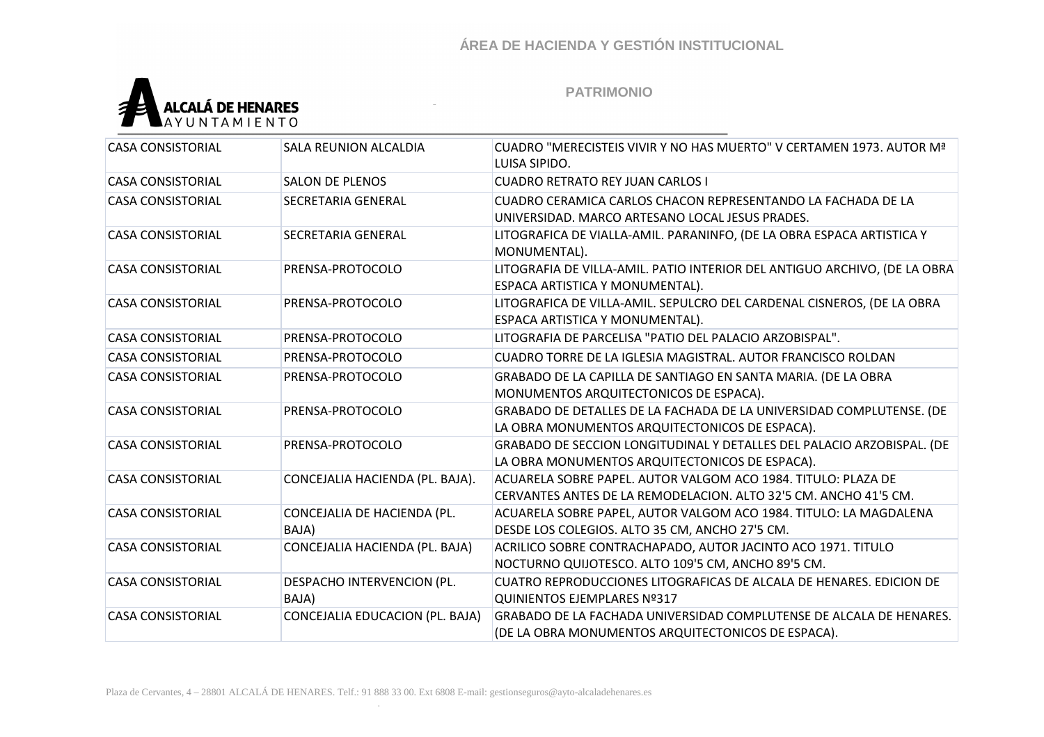| CASA CONSISTORIAL | SALA REUNION ALCALDIA | CUADRO "MERECISTEIS VIVIR Y NO HAS MUERTO" V CERTAMEN 1973. AUTOR Mª LUISA SIPIDO. |
|---|---|---|
| CASA CONSISTORIAL | SALON DE PLENOS | CUADRO RETRATO REY JUAN CARLOS I |
| CASA CONSISTORIAL | SECRETARIA GENERAL | CUADRO CERAMICA CARLOS CHACON REPRESENTANDO LA FACHADA DE LA UNIVERSIDAD. MARCO ARTESANO LOCAL JESUS PRADES. |
| CASA CONSISTORIAL | SECRETARIA GENERAL | LITOGRAFICA DE VIALLA-AMIL. PARANINFO, (DE LA OBRA ESPACA ARTISTICA Y MONUMENTAL). |
| CASA CONSISTORIAL | PRENSA-PROTOCOLO | LITOGRAFIA DE VILLA-AMIL. PATIO INTERIOR DEL ANTIGUO ARCHIVO, (DE LA OBRA ESPACA ARTISTICA Y MONUMENTAL). |
| CASA CONSISTORIAL | PRENSA-PROTOCOLO | LITOGRAFICA DE VILLA-AMIL. SEPULCRO DEL CARDENAL CISNEROS, (DE LA OBRA ESPACA ARTISTICA Y MONUMENTAL). |
| CASA CONSISTORIAL | PRENSA-PROTOCOLO | LITOGRAFIA DE PARCELISA "PATIO DEL PALACIO ARZOBISPAL". |
| CASA CONSISTORIAL | PRENSA-PROTOCOLO | CUADRO TORRE DE LA IGLESIA MAGISTRAL. AUTOR FRANCISCO ROLDAN |
| CASA CONSISTORIAL | PRENSA-PROTOCOLO | GRABADO DE LA CAPILLA DE SANTIAGO EN SANTA MARIA. (DE LA OBRA MONUMENTOS ARQUITECTONICOS DE ESPACA). |
| CASA CONSISTORIAL | PRENSA-PROTOCOLO | GRABADO DE DETALLES DE LA FACHADA DE LA UNIVERSIDAD COMPLUTENSE. (DE LA OBRA MONUMENTOS ARQUITECTONICOS DE ESPACA). |
| CASA CONSISTORIAL | PRENSA-PROTOCOLO | GRABADO DE SECCION LONGITUDINAL Y DETALLES DEL PALACIO ARZOBISPAL. (DE LA OBRA MONUMENTOS ARQUITECTONICOS DE ESPACA). |
| CASA CONSISTORIAL | CONCEJALIA HACIENDA (PL. BAJA). | ACUARELA SOBRE PAPEL. AUTOR VALGOM ACO 1984. TITULO: PLAZA DE CERVANTES ANTES DE LA REMODELACION. ALTO 32'5 CM. ANCHO 41'5 CM. |
| CASA CONSISTORIAL | CONCEJALIA DE HACIENDA (PL. BAJA) | ACUARELA SOBRE PAPEL, AUTOR VALGOM ACO 1984. TITULO: LA MAGDALENA DESDE LOS COLEGIOS. ALTO 35 CM, ANCHO 27'5 CM. |
| CASA CONSISTORIAL | CONCEJALIA HACIENDA (PL. BAJA) | ACRILICO SOBRE CONTRACHAPADO, AUTOR JACINTO ACO 1971. TITULO NOCTURNO QUIJOTESCO. ALTO 109'5 CM, ANCHO 89'5 CM. |
| CASA CONSISTORIAL | DESPACHO INTERVENCION (PL. BAJA) | CUATRO REPRODUCCIONES LITOGRAFICAS DE ALCALA DE HENARES. EDICION DE QUINIENTOS EJEMPLARES Nº317 |
| CASA CONSISTORIAL | CONCEJALIA EDUCACION (PL. BAJA) | GRABADO DE LA FACHADA UNIVERSIDAD COMPLUTENSE DE ALCALA DE HENARES. (DE LA OBRA MONUMENTOS ARQUITECTONICOS DE ESPACA). |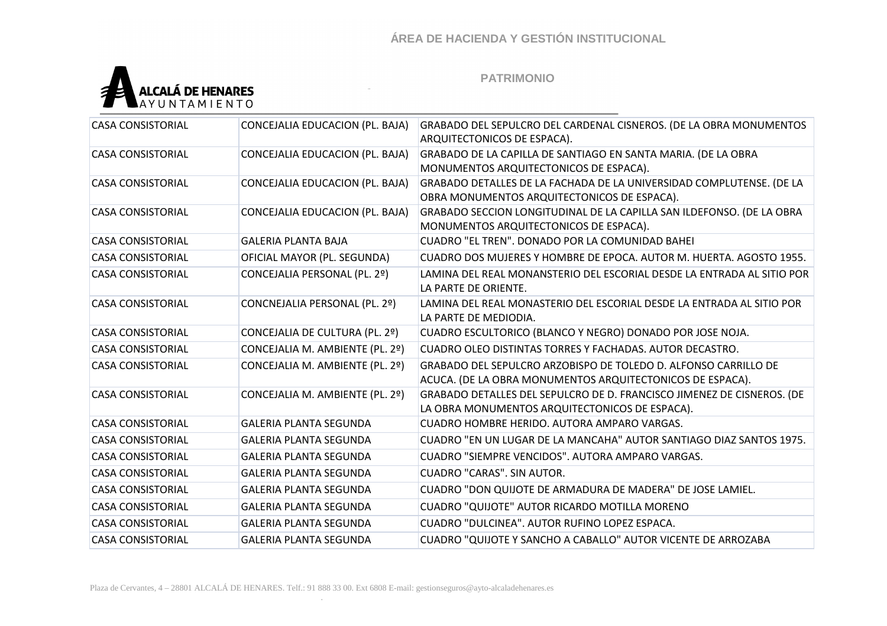| | | |
|---|---|---|
| CASA CONSISTORIAL | CONCEJALIA EDUCACION (PL. BAJA) | GRABADO DEL SEPULCRO DEL CARDENAL CISNEROS. (DE LA OBRA MONUMENTOS ARQUITECTONICOS DE ESPACA). |
| CASA CONSISTORIAL | CONCEJALIA EDUCACION (PL. BAJA) | GRABADO DE LA CAPILLA DE SANTIAGO EN SANTA MARIA. (DE LA OBRA MONUMENTOS ARQUITECTONICOS DE ESPACA). |
| CASA CONSISTORIAL | CONCEJALIA EDUCACION (PL. BAJA) | GRABADO DETALLES DE LA FACHADA DE LA UNIVERSIDAD COMPLUTENSE. (DE LA OBRA MONUMENTOS ARQUITECTONICOS DE ESPACA). |
| CASA CONSISTORIAL | CONCEJALIA EDUCACION (PL. BAJA) | GRABADO SECCION LONGITUDINAL DE LA CAPILLA SAN ILDEFONSO. (DE LA OBRA MONUMENTOS ARQUITECTONICOS DE ESPACA). |
| CASA CONSISTORIAL | GALERIA PLANTA BAJA | CUADRO "EL TREN". DONADO POR LA COMUNIDAD BAHEI |
| CASA CONSISTORIAL | OFICIAL MAYOR (PL. SEGUNDA) | CUADRO DOS MUJERES Y HOMBRE DE EPOCA. AUTOR M. HUERTA. AGOSTO 1955. |
| CASA CONSISTORIAL | CONCEJALIA PERSONAL (PL. 2º) | LAMINA DEL REAL MONANSTERIO DEL ESCORIAL DESDE LA ENTRADA AL SITIO POR LA PARTE DE ORIENTE. |
| CASA CONSISTORIAL | CONCNEJALIA PERSONAL (PL. 2º) | LAMINA DEL REAL MONASTERIO DEL ESCORIAL DESDE LA ENTRADA AL SITIO POR LA PARTE DE MEDIODIA. |
| CASA CONSISTORIAL | CONCEJALIA DE CULTURA (PL. 2º) | CUADRO ESCULTORICO (BLANCO Y NEGRO) DONADO POR JOSE NOJA. |
| CASA CONSISTORIAL | CONCEJALIA M. AMBIENTE (PL. 2º) | CUADRO OLEO DISTINTAS TORRES Y FACHADAS. AUTOR DECASTRO. |
| CASA CONSISTORIAL | CONCEJALIA M. AMBIENTE (PL. 2º) | GRABADO DEL SEPULCRO ARZOBISPO DE TOLEDO D. ALFONSO CARRILLO DE ACUCA. (DE LA OBRA MONUMENTOS ARQUITECTONICOS DE ESPACA). |
| CASA CONSISTORIAL | CONCEJALIA M. AMBIENTE (PL. 2º) | GRABADO DETALLES DEL SEPULCRO DE D. FRANCISCO JIMENEZ DE CISNEROS. (DE LA OBRA MONUMENTOS ARQUITECTONICOS DE ESPACA). |
| CASA CONSISTORIAL | GALERIA PLANTA SEGUNDA | CUADRO HOMBRE HERIDO. AUTORA AMPARO VARGAS. |
| CASA CONSISTORIAL | GALERIA PLANTA SEGUNDA | CUADRO "EN UN LUGAR DE LA MANCAHA" AUTOR SANTIAGO DIAZ SANTOS 1975. |
| CASA CONSISTORIAL | GALERIA PLANTA SEGUNDA | CUADRO "SIEMPRE VENCIDOS". AUTORA AMPARO VARGAS. |
| CASA CONSISTORIAL | GALERIA PLANTA SEGUNDA | CUADRO "CARAS". SIN AUTOR. |
| CASA CONSISTORIAL | GALERIA PLANTA SEGUNDA | CUADRO "DON QUIJOTE DE ARMADURA DE MADERA" DE JOSE LAMIEL. |
| CASA CONSISTORIAL | GALERIA PLANTA SEGUNDA | CUADRO "QUIJOTE" AUTOR RICARDO MOTILLA MORENO |
| CASA CONSISTORIAL | GALERIA PLANTA SEGUNDA | CUADRO "DULCINEA". AUTOR RUFINO LOPEZ ESPACA. |
| CASA CONSISTORIAL | GALERIA PLANTA SEGUNDA | CUADRO "QUIJOTE Y SANCHO A CABALLO" AUTOR VICENTE DE ARROZABA |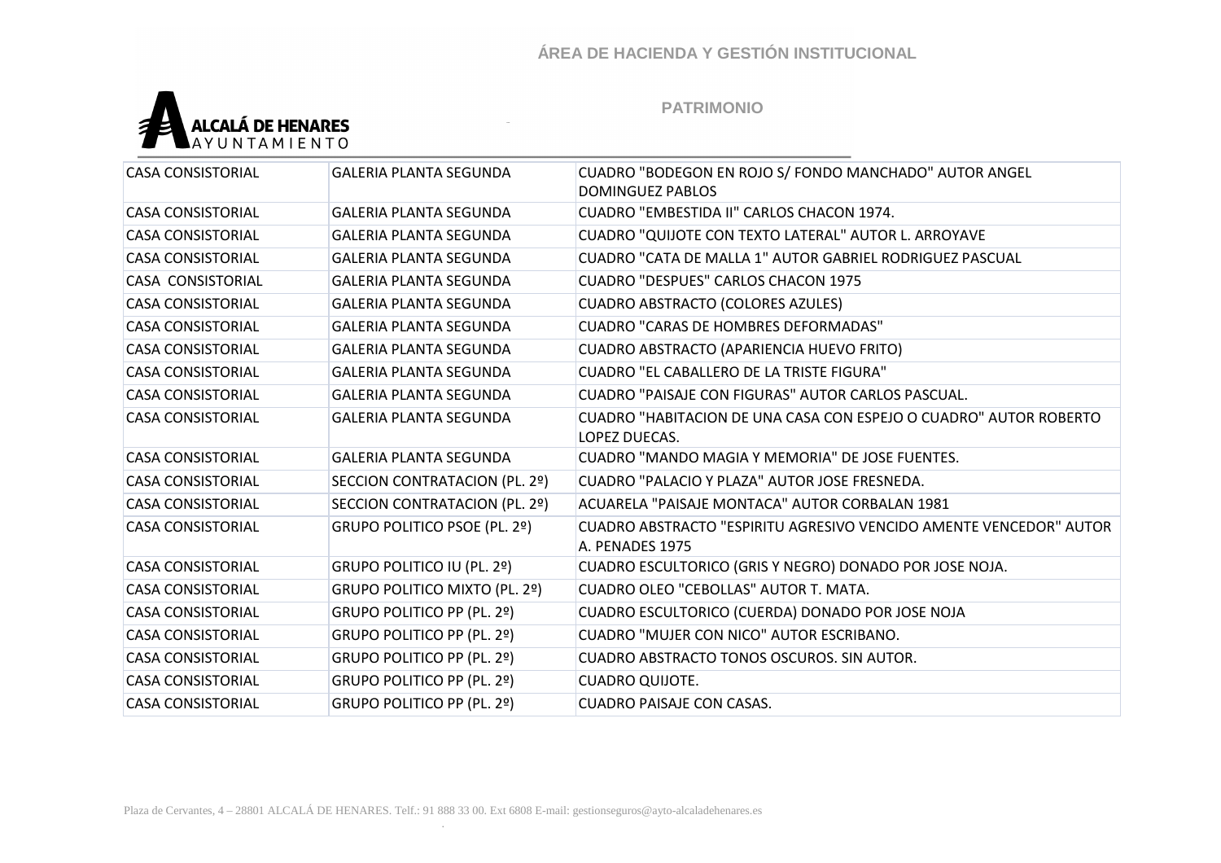| CASA CONSISTORIAL | GALERIA PLANTA SEGUNDA | CUADRO "BODEGON EN ROJO S/ FONDO MANCHADO" AUTOR ANGEL DOMINGUEZ PABLOS |
|---|---|---|
| CASA CONSISTORIAL | GALERIA PLANTA SEGUNDA | CUADRO "EMBESTIDA II" CARLOS CHACON 1974. |
| CASA CONSISTORIAL | GALERIA PLANTA SEGUNDA | CUADRO "QUIJOTE CON TEXTO LATERAL" AUTOR L. ARROYAVE |
| CASA CONSISTORIAL | GALERIA PLANTA SEGUNDA | CUADRO "CATA DE MALLA 1" AUTOR GABRIEL RODRIGUEZ PASCUAL |
| CASA CONSISTORIAL | GALERIA PLANTA SEGUNDA | CUADRO "DESPUES" CARLOS CHACON 1975 |
| CASA CONSISTORIAL | GALERIA PLANTA SEGUNDA | CUADRO ABSTRACTO (COLORES AZULES) |
| CASA CONSISTORIAL | GALERIA PLANTA SEGUNDA | CUADRO "CARAS DE HOMBRES DEFORMADAS" |
| CASA CONSISTORIAL | GALERIA PLANTA SEGUNDA | CUADRO ABSTRACTO (APARIENCIA HUEVO FRITO) |
| CASA CONSISTORIAL | GALERIA PLANTA SEGUNDA | CUADRO "EL CABALLERO DE LA TRISTE FIGURA" |
| CASA CONSISTORIAL | GALERIA PLANTA SEGUNDA | CUADRO "PAISAJE CON FIGURAS" AUTOR CARLOS PASCUAL. |
| CASA CONSISTORIAL | GALERIA PLANTA SEGUNDA | CUADRO "HABITACION DE UNA CASA CON ESPEJO O CUADRO" AUTOR ROBERTO LOPEZ DUECAS. |
| CASA CONSISTORIAL | GALERIA PLANTA SEGUNDA | CUADRO "MANDO MAGIA Y MEMORIA" DE JOSE FUENTES. |
| CASA CONSISTORIAL | SECCION CONTRATACION (PL. 2º) | CUADRO "PALACIO Y PLAZA" AUTOR JOSE FRESNEDA. |
| CASA CONSISTORIAL | SECCION CONTRATACION (PL. 2º) | ACUARELA "PAISAJE MONTACA" AUTOR CORBALAN 1981 |
| CASA CONSISTORIAL | GRUPO POLITICO PSOE (PL. 2º) | CUADRO ABSTRACTO "ESPIRITU AGRESIVO VENCIDO AMENTE VENCEDOR" AUTOR A. PENADES 1975 |
| CASA CONSISTORIAL | GRUPO POLITICO IU (PL. 2º) | CUADRO ESCULTORICO (GRIS Y NEGRO) DONADO POR JOSE NOJA. |
| CASA CONSISTORIAL | GRUPO POLITICO MIXTO (PL. 2º) | CUADRO OLEO "CEBOLLAS" AUTOR T. MATA. |
| CASA CONSISTORIAL | GRUPO POLITICO PP (PL. 2º) | CUADRO ESCULTORICO (CUERDA) DONADO POR JOSE NOJA |
| CASA CONSISTORIAL | GRUPO POLITICO PP (PL. 2º) | CUADRO "MUJER CON NICO" AUTOR ESCRIBANO. |
| CASA CONSISTORIAL | GRUPO POLITICO PP (PL. 2º) | CUADRO ABSTRACTO TONOS OSCUROS. SIN AUTOR. |
| CASA CONSISTORIAL | GRUPO POLITICO PP (PL. 2º) | CUADRO QUIJOTE. |
| CASA CONSISTORIAL | GRUPO POLITICO PP (PL. 2º) | CUADRO PAISAJE CON CASAS. |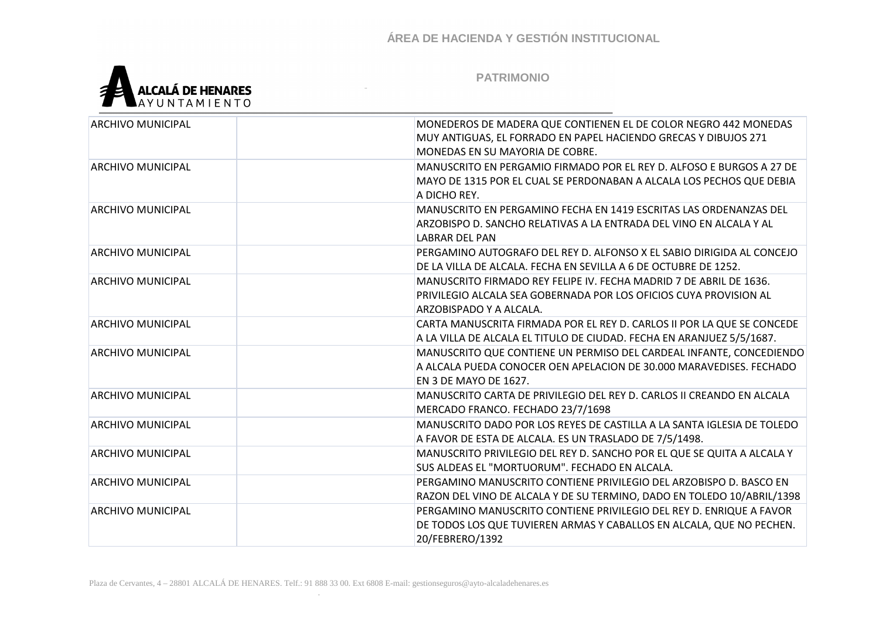| | | |
|---|---|---|
| ARCHIVO MUNICIPAL | | MONEDEROS DE MADERA QUE CONTIENEN EL DE COLOR NEGRO 442 MONEDAS MUY ANTIGUAS, EL FORRADO EN PAPEL HACIENDO GRECAS Y DIBUJOS 271 MONEDAS EN SU MAYORIA DE COBRE. |
| ARCHIVO MUNICIPAL | | MANUSCRITO EN PERGAMIO FIRMADO POR EL REY D. ALFOSO E BURGOS A 27 DE MAYO DE 1315 POR EL CUAL SE PERDONABAN A ALCALA LOS PECHOS QUE DEBIA A DICHO REY. |
| ARCHIVO MUNICIPAL | | MANUSCRITO EN PERGAMINO FECHA EN 1419 ESCRITAS LAS ORDENANZAS DEL ARZOBISPO D. SANCHO RELATIVAS A LA ENTRADA DEL VINO EN ALCALA Y AL LABRAR DEL PAN |
| ARCHIVO MUNICIPAL | | PERGAMINO AUTOGRAFO DEL REY D. ALFONSO X EL SABIO DIRIGIDA AL CONCEJO DE LA VILLA DE ALCALA. FECHA EN SEVILLA A 6 DE OCTUBRE DE 1252. |
| ARCHIVO MUNICIPAL | | MANUSCRITO FIRMADO REY FELIPE IV. FECHA MADRID 7 DE ABRIL DE 1636. PRIVILEGIO ALCALA SEA GOBERNADA POR LOS OFICIOS CUYA PROVISION AL ARZOBISPADO Y A ALCALA. |
| ARCHIVO MUNICIPAL | | CARTA MANUSCRITA FIRMADA POR EL REY D. CARLOS II POR LA QUE SE CONCEDE A LA VILLA DE ALCALA EL TITULO DE CIUDAD. FECHA EN ARANJUEZ 5/5/1687. |
| ARCHIVO MUNICIPAL | | MANUSCRITO QUE CONTIENE UN PERMISO DEL CARDEAL INFANTE, CONCEDIENDO A ALCALA PUEDA CONOCER OEN APELACION DE 30.000 MARAVEDISES. FECHADO EN 3 DE MAYO DE 1627. |
| ARCHIVO MUNICIPAL | | MANUSCRITO CARTA DE PRIVILEGIO DEL REY D. CARLOS II CREANDO EN ALCALA MERCADO FRANCO. FECHADO 23/7/1698 |
| ARCHIVO MUNICIPAL | | MANUSCRITO DADO POR LOS REYES DE CASTILLA A LA SANTA IGLESIA DE TOLEDO A FAVOR DE ESTA DE ALCALA. ES UN TRASLADO DE 7/5/1498. |
| ARCHIVO MUNICIPAL | | MANUSCRITO PRIVILEGIO DEL REY D. SANCHO POR EL QUE SE QUITA A ALCALA Y SUS ALDEAS EL "MORTUORUM". FECHADO EN ALCALA. |
| ARCHIVO MUNICIPAL | | PERGAMINO MANUSCRITO CONTIENE PRIVILEGIO DEL ARZOBISPO D. BASCO EN RAZON DEL VINO DE ALCALA Y DE SU TERMINO, DADO EN TOLEDO 10/ABRIL/1398 |
| ARCHIVO MUNICIPAL | | PERGAMINO MANUSCRITO CONTIENE PRIVILEGIO DEL REY D. ENRIQUE A FAVOR DE TODOS LOS QUE TUVIEREN ARMAS Y CABALLOS EN ALCALA, QUE NO PECHEN. 20/FEBRERO/1392 |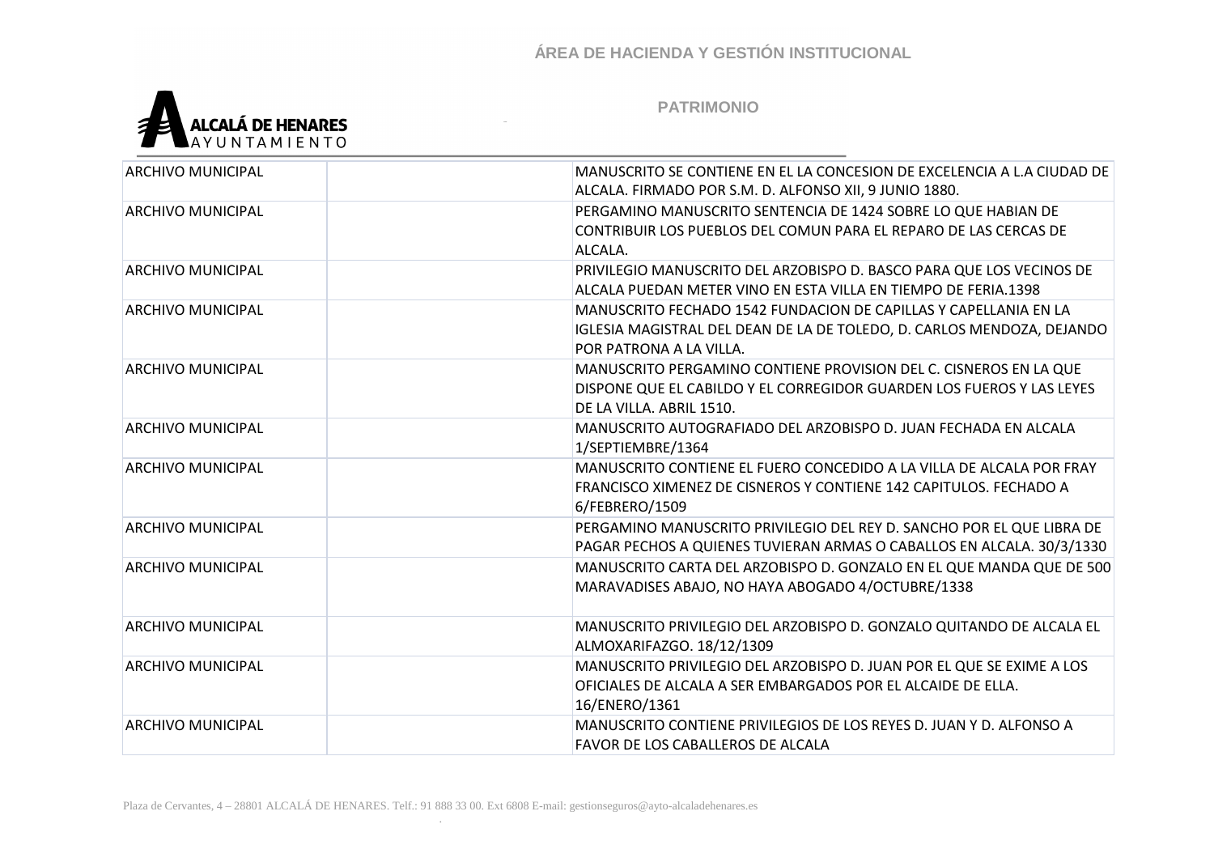| ARCHIVO MUNICIPAL | | MANUSCRITO SE CONTIENE EN EL LA CONCESION DE EXCELENCIA A L.A CIUDAD DE ALCALA. FIRMADO POR S.M. D. ALFONSO XII, 9 JUNIO 1880. |
|---|---|---|
| ARCHIVO MUNICIPAL | | PERGAMINO MANUSCRITO SENTENCIA DE 1424 SOBRE LO QUE HABIAN DE CONTRIBUIR LOS PUEBLOS DEL COMUN PARA EL REPARO DE LAS CERCAS DE ALCALA. |
| ARCHIVO MUNICIPAL | | PRIVILEGIO MANUSCRITO DEL ARZOBISPO D. BASCO PARA QUE LOS VECINOS DE ALCALA PUEDAN METER VINO EN ESTA VILLA EN TIEMPO DE FERIA.1398 |
| ARCHIVO MUNICIPAL | | MANUSCRITO FECHADO 1542 FUNDACION DE CAPILLAS Y CAPELLANIA EN LA IGLESIA MAGISTRAL DEL DEAN DE LA DE TOLEDO, D. CARLOS MENDOZA, DEJANDO POR PATRONA A LA VILLA. |
| ARCHIVO MUNICIPAL | | MANUSCRITO PERGAMINO CONTIENE PROVISION DEL C. CISNEROS EN LA QUE DISPONE QUE EL CABILDO Y EL CORREGIDOR GUARDEN LOS FUEROS Y LAS LEYES DE LA VILLA. ABRIL 1510. |
| ARCHIVO MUNICIPAL | | MANUSCRITO AUTOGRAFIADO DEL ARZOBISPO D. JUAN FECHADA EN ALCALA 1/SEPTIEMBRE/1364 |
| ARCHIVO MUNICIPAL | | MANUSCRITO CONTIENE EL FUERO CONCEDIDO A LA VILLA DE ALCALA POR FRAY FRANCISCO XIMENEZ DE CISNEROS Y CONTIENE 142 CAPITULOS. FECHADO A 6/FEBRERO/1509 |
| ARCHIVO MUNICIPAL | | PERGAMINO MANUSCRITO PRIVILEGIO DEL REY D. SANCHO POR EL QUE LIBRA DE PAGAR PECHOS A QUIENES TUVIERAN ARMAS O CABALLOS EN ALCALA. 30/3/1330 |
| ARCHIVO MUNICIPAL | | MANUSCRITO CARTA DEL ARZOBISPO D. GONZALO EN EL QUE MANDA QUE DE 500 MARAVADISES ABAJO, NO HAYA ABOGADO 4/OCTUBRE/1338 |
| ARCHIVO MUNICIPAL | | MANUSCRITO PRIVILEGIO DEL ARZOBISPO D. GONZALO QUITANDO DE ALCALA EL ALMOXARIFAZGO. 18/12/1309 |
| ARCHIVO MUNICIPAL | | MANUSCRITO PRIVILEGIO DEL ARZOBISPO D. JUAN POR EL QUE SE EXIME A LOS OFICIALES DE ALCALA A SER EMBARGADOS POR EL ALCAIDE DE ELLA. 16/ENERO/1361 |
| ARCHIVO MUNICIPAL | | MANUSCRITO CONTIENE PRIVILEGIOS DE LOS REYES D. JUAN Y D. ALFONSO A FAVOR DE LOS CABALLEROS DE ALCALA |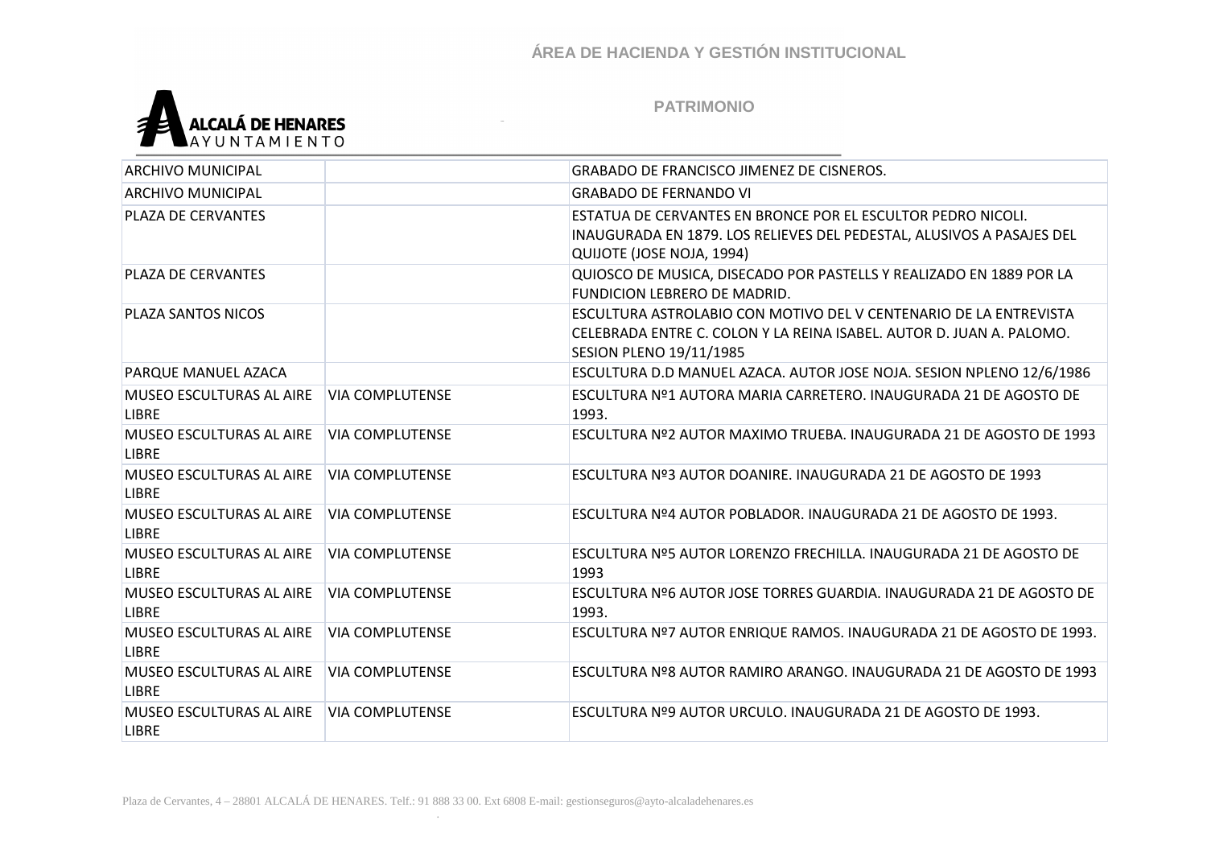| ARCHIVO MUNICIPAL | | GRABADO DE FRANCISCO JIMENEZ DE CISNEROS. |
|---|---|---|
| ARCHIVO MUNICIPAL | | GRABADO DE FERNANDO VI |
| PLAZA DE CERVANTES | | ESTATUA DE CERVANTES EN BRONCE POR EL ESCULTOR PEDRO NICOLI. INAUGURADA EN 1879. LOS RELIEVES DEL PEDESTAL, ALUSIVOS A PASAJES DEL QUIJOTE (JOSE NOJA, 1994) |
| PLAZA DE CERVANTES | | QUIOSCO DE MUSICA, DISECADO POR PASTELLS Y REALIZADO EN 1889 POR LA FUNDICION LEBRERO DE MADRID. |
| PLAZA SANTOS NICOS | | ESCULTURA ASTROLABIO CON MOTIVO DEL V CENTENARIO DE LA ENTREVISTA CELEBRADA ENTRE C. COLON Y LA REINA ISABEL. AUTOR D. JUAN A. PALOMO. SESION PLENO 19/11/1985 |
| PARQUE MANUEL AZACA | | ESCULTURA D.D MANUEL AZACA. AUTOR JOSE NOJA. SESION NPLENO 12/6/1986 |
| MUSEO ESCULTURAS AL AIRE LIBRE | VIA COMPLUTENSE | ESCULTURA Nº1 AUTORA MARIA CARRETERO. INAUGURADA 21 DE AGOSTO DE 1993. |
| MUSEO ESCULTURAS AL AIRE LIBRE | VIA COMPLUTENSE | ESCULTURA Nº2 AUTOR MAXIMO TRUEBA. INAUGURADA 21 DE AGOSTO DE 1993 |
| MUSEO ESCULTURAS AL AIRE LIBRE | VIA COMPLUTENSE | ESCULTURA Nº3 AUTOR DOANIRE. INAUGURADA 21 DE AGOSTO DE 1993 |
| MUSEO ESCULTURAS AL AIRE LIBRE | VIA COMPLUTENSE | ESCULTURA Nº4 AUTOR POBLADOR. INAUGURADA 21 DE AGOSTO DE 1993. |
| MUSEO ESCULTURAS AL AIRE LIBRE | VIA COMPLUTENSE | ESCULTURA Nº5 AUTOR LORENZO FRECHILLA. INAUGURADA 21 DE AGOSTO DE 1993 |
| MUSEO ESCULTURAS AL AIRE LIBRE | VIA COMPLUTENSE | ESCULTURA Nº6 AUTOR JOSE TORRES GUARDIA. INAUGURADA 21 DE AGOSTO DE 1993. |
| MUSEO ESCULTURAS AL AIRE LIBRE | VIA COMPLUTENSE | ESCULTURA Nº7 AUTOR ENRIQUE RAMOS. INAUGURADA 21 DE AGOSTO DE 1993. |
| MUSEO ESCULTURAS AL AIRE LIBRE | VIA COMPLUTENSE | ESCULTURA Nº8 AUTOR RAMIRO ARANGO. INAUGURADA 21 DE AGOSTO DE 1993 |
| MUSEO ESCULTURAS AL AIRE LIBRE | VIA COMPLUTENSE | ESCULTURA Nº9 AUTOR URCULO. INAUGURADA 21 DE AGOSTO DE 1993. |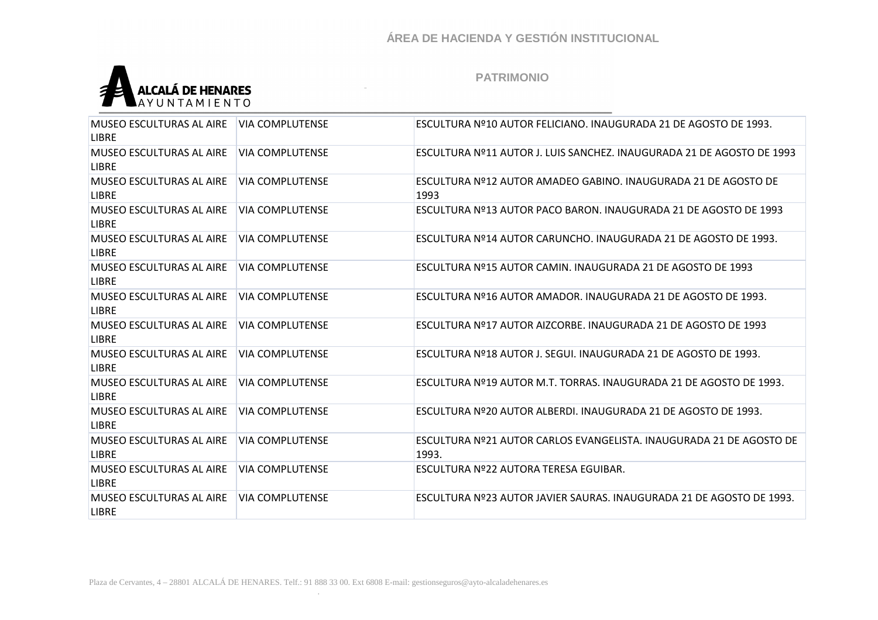| MUSEO ESCULTURAS AL AIRE LIBRE | VIA COMPLUTENSE | ESCULTURA Nº10 AUTOR FELICIANO. INAUGURADA 21 DE AGOSTO DE 1993. |
|---|---|---|
| MUSEO ESCULTURAS AL AIRE LIBRE | VIA COMPLUTENSE | ESCULTURA Nº11 AUTOR J. LUIS SANCHEZ. INAUGURADA 21 DE AGOSTO DE 1993 |
| MUSEO ESCULTURAS AL AIRE LIBRE | VIA COMPLUTENSE | ESCULTURA Nº12 AUTOR AMADEO GABINO. INAUGURADA 21 DE AGOSTO DE 1993 |
| MUSEO ESCULTURAS AL AIRE LIBRE | VIA COMPLUTENSE | ESCULTURA Nº13 AUTOR PACO BARON. INAUGURADA 21 DE AGOSTO DE 1993 |
| MUSEO ESCULTURAS AL AIRE LIBRE | VIA COMPLUTENSE | ESCULTURA Nº14 AUTOR CARUNCHO. INAUGURADA 21 DE AGOSTO DE 1993. |
| MUSEO ESCULTURAS AL AIRE LIBRE | VIA COMPLUTENSE | ESCULTURA Nº15 AUTOR CAMIN. INAUGURADA 21 DE AGOSTO DE 1993 |
| MUSEO ESCULTURAS AL AIRE LIBRE | VIA COMPLUTENSE | ESCULTURA Nº16 AUTOR AMADOR. INAUGURADA 21 DE AGOSTO DE 1993. |
| MUSEO ESCULTURAS AL AIRE LIBRE | VIA COMPLUTENSE | ESCULTURA Nº17 AUTOR AIZCORBE. INAUGURADA 21 DE AGOSTO DE 1993 |
| MUSEO ESCULTURAS AL AIRE LIBRE | VIA COMPLUTENSE | ESCULTURA Nº18 AUTOR J. SEGUI. INAUGURADA 21 DE AGOSTO DE 1993. |
| MUSEO ESCULTURAS AL AIRE LIBRE | VIA COMPLUTENSE | ESCULTURA Nº19 AUTOR M.T. TORRAS. INAUGURADA 21 DE AGOSTO DE 1993. |
| MUSEO ESCULTURAS AL AIRE LIBRE | VIA COMPLUTENSE | ESCULTURA Nº20 AUTOR ALBERDI. INAUGURADA 21 DE AGOSTO DE 1993. |
| MUSEO ESCULTURAS AL AIRE LIBRE | VIA COMPLUTENSE | ESCULTURA Nº21 AUTOR CARLOS EVANGELISTA. INAUGURADA 21 DE AGOSTO DE 1993. |
| MUSEO ESCULTURAS AL AIRE LIBRE | VIA COMPLUTENSE | ESCULTURA Nº22 AUTORA TERESA EGUIBAR. |
| MUSEO ESCULTURAS AL AIRE LIBRE | VIA COMPLUTENSE | ESCULTURA Nº23 AUTOR JAVIER SAURAS. INAUGURADA 21 DE AGOSTO DE 1993. |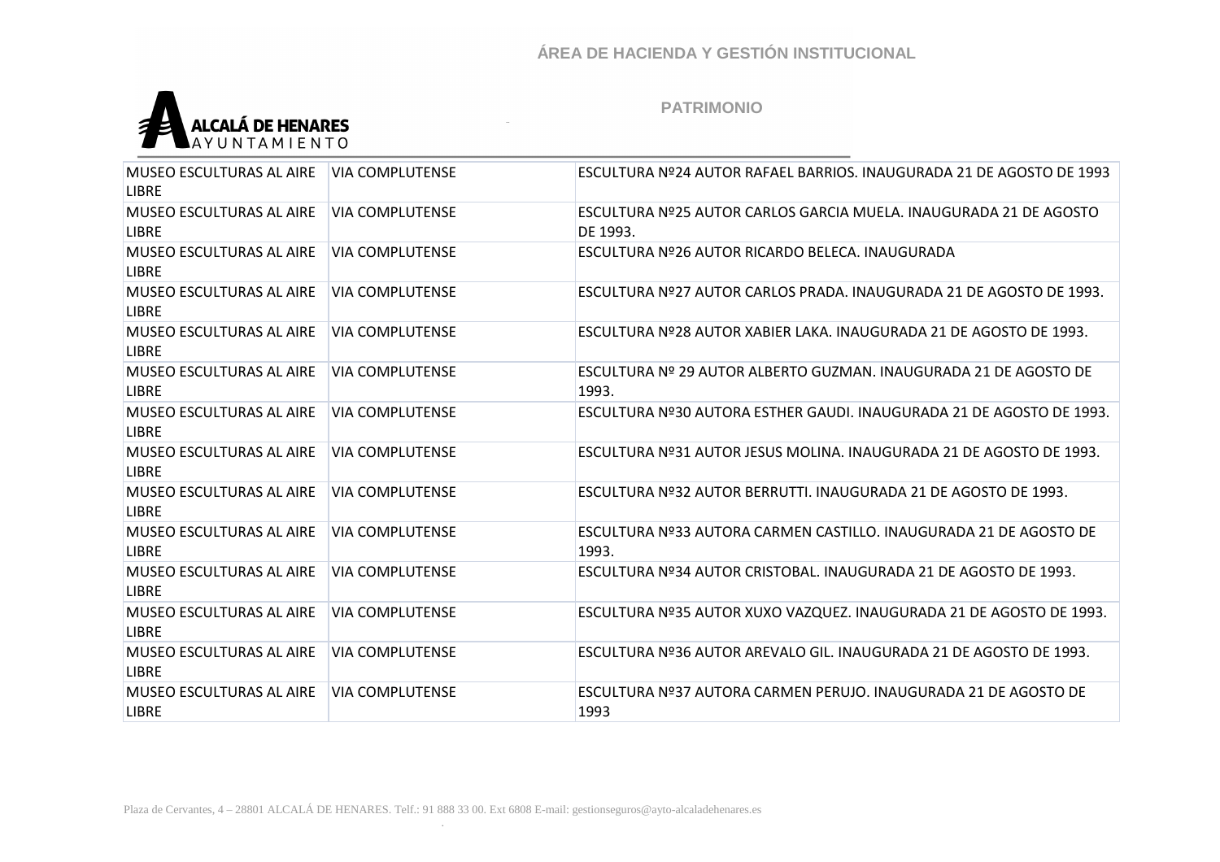| MUSEO ESCULTURAS AL AIRE LIBRE | VIA COMPLUTENSE | ESCULTURA Nº24 AUTOR RAFAEL BARRIOS. INAUGURADA 21 DE AGOSTO DE 1993 |
|---|---|---|
| MUSEO ESCULTURAS AL AIRE LIBRE | VIA COMPLUTENSE | ESCULTURA Nº25 AUTOR CARLOS GARCIA MUELA. INAUGURADA 21 DE AGOSTO DE 1993. |
| MUSEO ESCULTURAS AL AIRE LIBRE | VIA COMPLUTENSE | ESCULTURA Nº26 AUTOR RICARDO BELECA. INAUGURADA |
| MUSEO ESCULTURAS AL AIRE LIBRE | VIA COMPLUTENSE | ESCULTURA Nº27 AUTOR CARLOS PRADA. INAUGURADA 21 DE AGOSTO DE 1993. |
| MUSEO ESCULTURAS AL AIRE LIBRE | VIA COMPLUTENSE | ESCULTURA Nº28 AUTOR XABIER LAKA. INAUGURADA 21 DE AGOSTO DE 1993. |
| MUSEO ESCULTURAS AL AIRE LIBRE | VIA COMPLUTENSE | ESCULTURA Nº 29 AUTOR ALBERTO GUZMAN. INAUGURADA 21 DE AGOSTO DE 1993. |
| MUSEO ESCULTURAS AL AIRE LIBRE | VIA COMPLUTENSE | ESCULTURA Nº30 AUTORA ESTHER GAUDI. INAUGURADA 21 DE AGOSTO DE 1993. |
| MUSEO ESCULTURAS AL AIRE LIBRE | VIA COMPLUTENSE | ESCULTURA Nº31 AUTOR JESUS MOLINA. INAUGURADA 21 DE AGOSTO DE 1993. |
| MUSEO ESCULTURAS AL AIRE LIBRE | VIA COMPLUTENSE | ESCULTURA Nº32 AUTOR BERRUTTI. INAUGURADA 21 DE AGOSTO DE 1993. |
| MUSEO ESCULTURAS AL AIRE LIBRE | VIA COMPLUTENSE | ESCULTURA Nº33 AUTORA CARMEN CASTILLO. INAUGURADA 21 DE AGOSTO DE 1993. |
| MUSEO ESCULTURAS AL AIRE LIBRE | VIA COMPLUTENSE | ESCULTURA Nº34 AUTOR CRISTOBAL. INAUGURADA 21 DE AGOSTO DE 1993. |
| MUSEO ESCULTURAS AL AIRE LIBRE | VIA COMPLUTENSE | ESCULTURA Nº35 AUTOR XUXO VAZQUEZ. INAUGURADA 21 DE AGOSTO DE 1993. |
| MUSEO ESCULTURAS AL AIRE LIBRE | VIA COMPLUTENSE | ESCULTURA Nº36 AUTOR AREVALO GIL. INAUGURADA 21 DE AGOSTO DE 1993. |
| MUSEO ESCULTURAS AL AIRE LIBRE | VIA COMPLUTENSE | ESCULTURA Nº37 AUTORA CARMEN PERUJO. INAUGURADA 21 DE AGOSTO DE 1993 |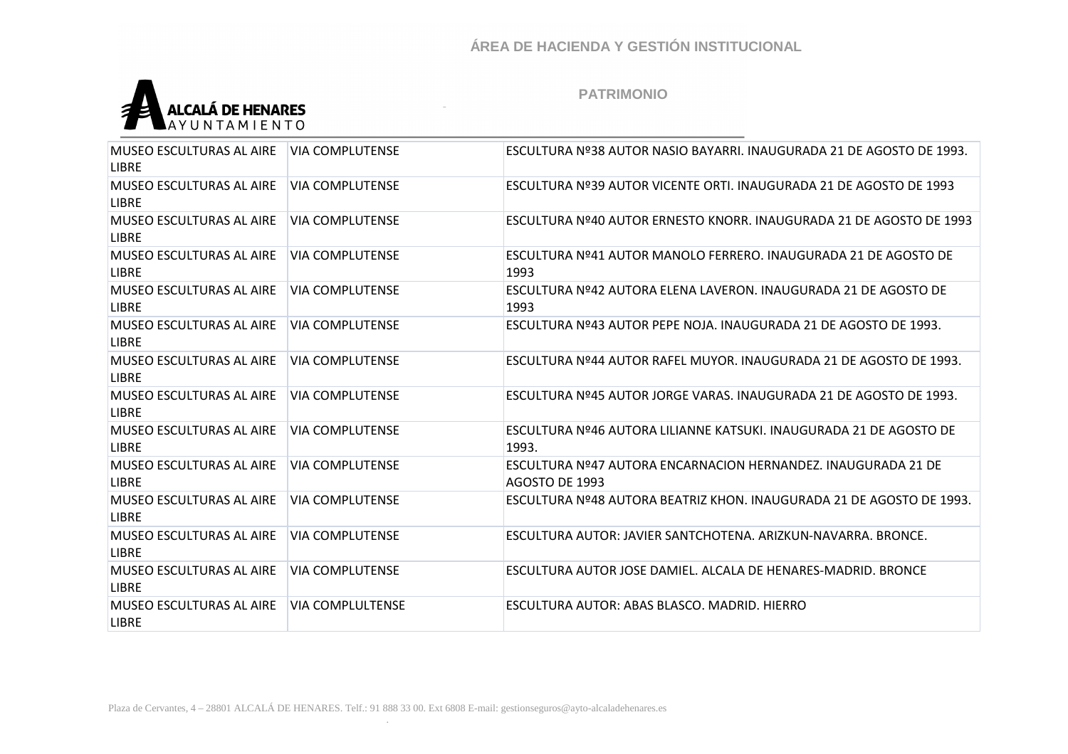| MUSEO ESCULTURAS AL AIRE LIBRE | VIA COMPLUTENSE | ESCULTURA Nº38 AUTOR NASIO BAYARRI. INAUGURADA 21 DE AGOSTO DE 1993. |
|---|---|---|
| MUSEO ESCULTURAS AL AIRE LIBRE | VIA COMPLUTENSE | ESCULTURA Nº39 AUTOR VICENTE ORTI. INAUGURADA 21 DE AGOSTO DE 1993 |
| MUSEO ESCULTURAS AL AIRE LIBRE | VIA COMPLUTENSE | ESCULTURA Nº40 AUTOR ERNESTO KNORR. INAUGURADA 21 DE AGOSTO DE 1993 |
| MUSEO ESCULTURAS AL AIRE LIBRE | VIA COMPLUTENSE | ESCULTURA Nº41 AUTOR MANOLO FERRERO. INAUGURADA 21 DE AGOSTO DE 1993 |
| MUSEO ESCULTURAS AL AIRE LIBRE | VIA COMPLUTENSE | ESCULTURA Nº42 AUTORA ELENA LAVERON. INAUGURADA 21 DE AGOSTO DE 1993 |
| MUSEO ESCULTURAS AL AIRE LIBRE | VIA COMPLUTENSE | ESCULTURA Nº43 AUTOR PEPE NOJA. INAUGURADA 21 DE AGOSTO DE 1993. |
| MUSEO ESCULTURAS AL AIRE LIBRE | VIA COMPLUTENSE | ESCULTURA Nº44 AUTOR RAFEL MUYOR. INAUGURADA 21 DE AGOSTO DE 1993. |
| MUSEO ESCULTURAS AL AIRE LIBRE | VIA COMPLUTENSE | ESCULTURA Nº45 AUTOR JORGE VARAS. INAUGURADA 21 DE AGOSTO DE 1993. |
| MUSEO ESCULTURAS AL AIRE LIBRE | VIA COMPLUTENSE | ESCULTURA Nº46 AUTORA LILIANNE KATSUKI. INAUGURADA 21 DE AGOSTO DE 1993. |
| MUSEO ESCULTURAS AL AIRE LIBRE | VIA COMPLUTENSE | ESCULTURA Nº47 AUTORA ENCARNACION HERNANDEZ. INAUGURADA 21 DE AGOSTO DE 1993 |
| MUSEO ESCULTURAS AL AIRE LIBRE | VIA COMPLUTENSE | ESCULTURA Nº48 AUTORA BEATRIZ KHON. INAUGURADA 21 DE AGOSTO DE 1993. |
| MUSEO ESCULTURAS AL AIRE LIBRE | VIA COMPLUTENSE | ESCULTURA AUTOR: JAVIER SANTCHOTENA. ARIZKUN-NAVARRA. BRONCE. |
| MUSEO ESCULTURAS AL AIRE LIBRE | VIA COMPLUTENSE | ESCULTURA AUTOR JOSE DAMIEL. ALCALA DE HENARES-MADRID. BRONCE |
| MUSEO ESCULTURAS AL AIRE LIBRE | VIA COMPLULTENSE | ESCULTURA AUTOR: ABAS BLASCO. MADRID. HIERRO |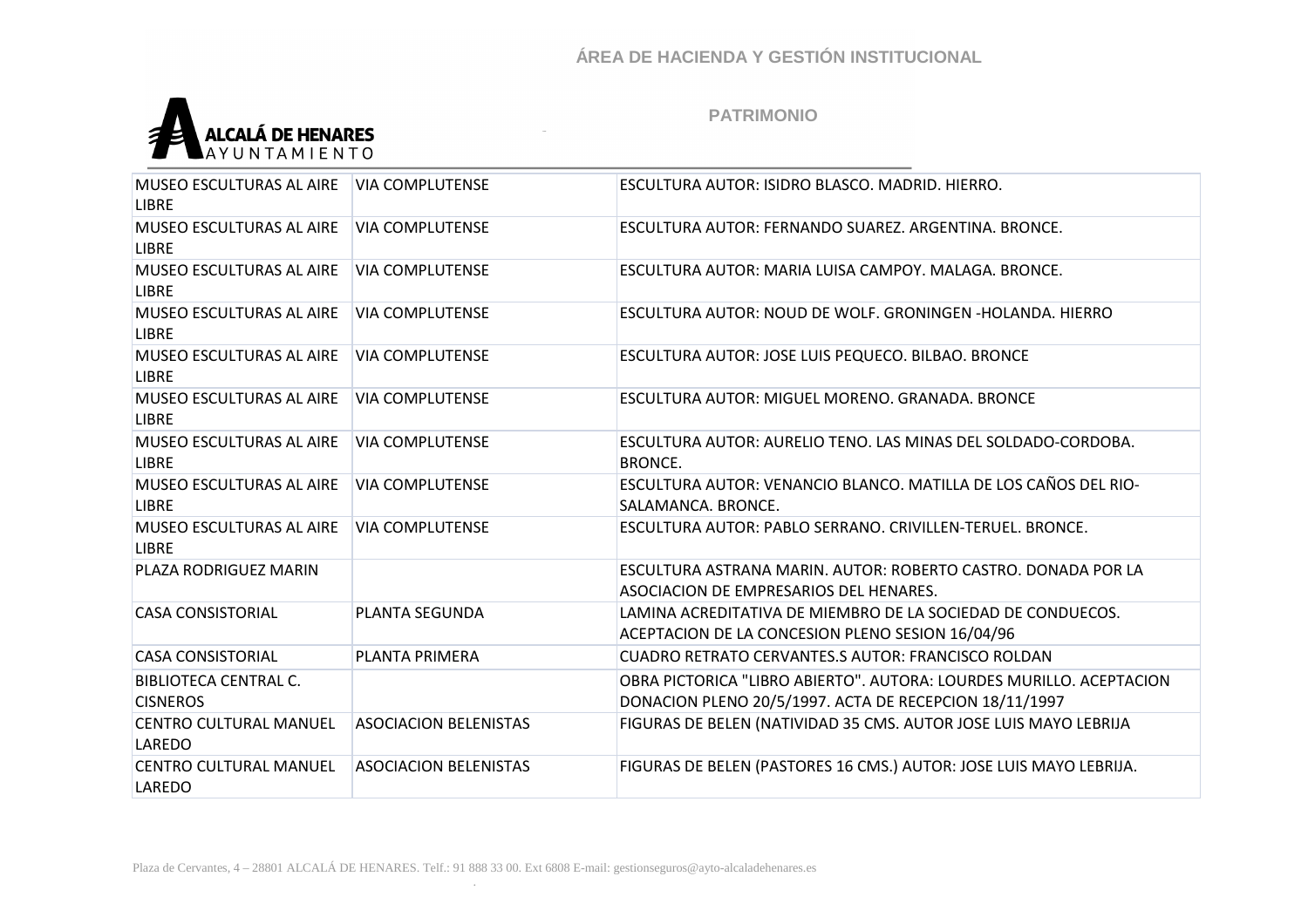| MUSEO ESCULTURAS AL AIRE LIBRE | VIA COMPLUTENSE | ESCULTURA AUTOR: ISIDRO BLASCO. MADRID. HIERRO. |
|---|---|---|
| MUSEO ESCULTURAS AL AIRE LIBRE | VIA COMPLUTENSE | ESCULTURA AUTOR: FERNANDO SUAREZ. ARGENTINA. BRONCE. |
| MUSEO ESCULTURAS AL AIRE LIBRE | VIA COMPLUTENSE | ESCULTURA AUTOR: MARIA LUISA CAMPOY. MALAGA. BRONCE. |
| MUSEO ESCULTURAS AL AIRE LIBRE | VIA COMPLUTENSE | ESCULTURA AUTOR: NOUD DE WOLF. GRONINGEN -HOLANDA. HIERRO |
| MUSEO ESCULTURAS AL AIRE LIBRE | VIA COMPLUTENSE | ESCULTURA AUTOR: JOSE LUIS PEQUECO. BILBAO. BRONCE |
| MUSEO ESCULTURAS AL AIRE LIBRE | VIA COMPLUTENSE | ESCULTURA AUTOR: MIGUEL MORENO. GRANADA. BRONCE |
| MUSEO ESCULTURAS AL AIRE LIBRE | VIA COMPLUTENSE | ESCULTURA AUTOR: AURELIO TENO. LAS MINAS DEL SOLDADO-CORDOBA. BRONCE. |
| MUSEO ESCULTURAS AL AIRE LIBRE | VIA COMPLUTENSE | ESCULTURA AUTOR: VENANCIO BLANCO. MATILLA DE LOS CAÑOS DEL RIO-SALAMANCA. BRONCE. |
| MUSEO ESCULTURAS AL AIRE LIBRE | VIA COMPLUTENSE | ESCULTURA AUTOR: PABLO SERRANO. CRIVILLEN-TERUEL. BRONCE. |
| PLAZA RODRIGUEZ MARIN | | ESCULTURA ASTRANA MARIN. AUTOR: ROBERTO CASTRO. DONADA POR LA ASOCIACION DE EMPRESARIOS DEL HENARES. |
| CASA CONSISTORIAL | PLANTA SEGUNDA | LAMINA ACREDITATIVA DE MIEMBRO DE LA SOCIEDAD DE CONDUECOS. ACEPTACION DE LA CONCESION PLENO SESION 16/04/96 |
| CASA CONSISTORIAL | PLANTA PRIMERA | CUADRO RETRATO CERVANTES.S AUTOR: FRANCISCO ROLDAN |
| BIBLIOTECA CENTRAL C. CISNEROS | | OBRA PICTORICA "LIBRO ABIERTO". AUTORA: LOURDES MURILLO. ACEPTACION DONACION PLENO 20/5/1997. ACTA DE RECEPCION 18/11/1997 |
| CENTRO CULTURAL MANUEL LAREDO | ASOCIACION BELENISTAS | FIGURAS DE BELEN (NATIVIDAD 35 CMS. AUTOR JOSE LUIS MAYO LEBRIJA |
| CENTRO CULTURAL MANUEL LAREDO | ASOCIACION BELENISTAS | FIGURAS DE BELEN (PASTORES 16 CMS.) AUTOR: JOSE LUIS MAYO LEBRIJA. |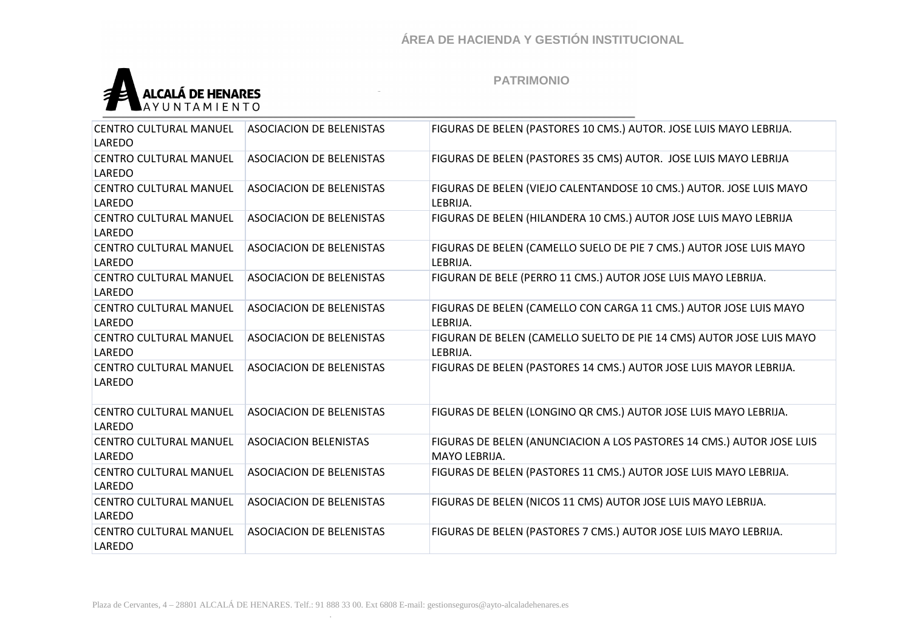| CENTRO CULTURAL MANUEL LAREDO | ASOCIACION DE BELENISTAS | FIGURAS DE BELEN (PASTORES 10 CMS.) AUTOR. JOSE LUIS MAYO LEBRIJA. |
|---|---|---|
| CENTRO CULTURAL MANUEL LAREDO | ASOCIACION DE BELENISTAS | FIGURAS DE BELEN (PASTORES 35 CMS) AUTOR. JOSE LUIS MAYO LEBRIJA |
| CENTRO CULTURAL MANUEL LAREDO | ASOCIACION DE BELENISTAS | FIGURAS DE BELEN (VIEJO CALENTANDOSE 10 CMS.) AUTOR. JOSE LUIS MAYO LEBRIJA. |
| CENTRO CULTURAL MANUEL LAREDO | ASOCIACION DE BELENISTAS | FIGURAS DE BELEN (HILANDERA 10 CMS.) AUTOR JOSE LUIS MAYO LEBRIJA |
| CENTRO CULTURAL MANUEL LAREDO | ASOCIACION DE BELENISTAS | FIGURAS DE BELEN (CAMELLO SUELO DE PIE 7 CMS.) AUTOR JOSE LUIS MAYO LEBRIJA. |
| CENTRO CULTURAL MANUEL LAREDO | ASOCIACION DE BELENISTAS | FIGURAN DE BELE (PERRO 11 CMS.) AUTOR JOSE LUIS MAYO LEBRIJA. |
| CENTRO CULTURAL MANUEL LAREDO | ASOCIACION DE BELENISTAS | FIGURAS DE BELEN (CAMELLO CON CARGA 11 CMS.) AUTOR JOSE LUIS MAYO LEBRIJA. |
| CENTRO CULTURAL MANUEL LAREDO | ASOCIACION DE BELENISTAS | FIGURAN DE BELEN (CAMELLO SUELTO DE PIE 14 CMS) AUTOR JOSE LUIS MAYO LEBRIJA. |
| CENTRO CULTURAL MANUEL LAREDO | ASOCIACION DE BELENISTAS | FIGURAS DE BELEN (PASTORES 14 CMS.) AUTOR JOSE LUIS MAYOR LEBRIJA. |
| CENTRO CULTURAL MANUEL LAREDO | ASOCIACION DE BELENISTAS | FIGURAS DE BELEN (LONGINO QR CMS.) AUTOR JOSE LUIS MAYO LEBRIJA. |
| CENTRO CULTURAL MANUEL LAREDO | ASOCIACION BELENISTAS | FIGURAS DE BELEN (ANUNCIACION A LOS PASTORES 14 CMS.) AUTOR JOSE LUIS MAYO LEBRIJA. |
| CENTRO CULTURAL MANUEL LAREDO | ASOCIACION DE BELENISTAS | FIGURAS DE BELEN (PASTORES 11 CMS.) AUTOR JOSE LUIS MAYO LEBRIJA. |
| CENTRO CULTURAL MANUEL LAREDO | ASOCIACION DE BELENISTAS | FIGURAS DE BELEN (NICOS 11 CMS) AUTOR JOSE LUIS MAYO LEBRIJA. |
| CENTRO CULTURAL MANUEL LAREDO | ASOCIACION DE BELENISTAS | FIGURAS DE BELEN (PASTORES 7 CMS.) AUTOR JOSE LUIS MAYO LEBRIJA. |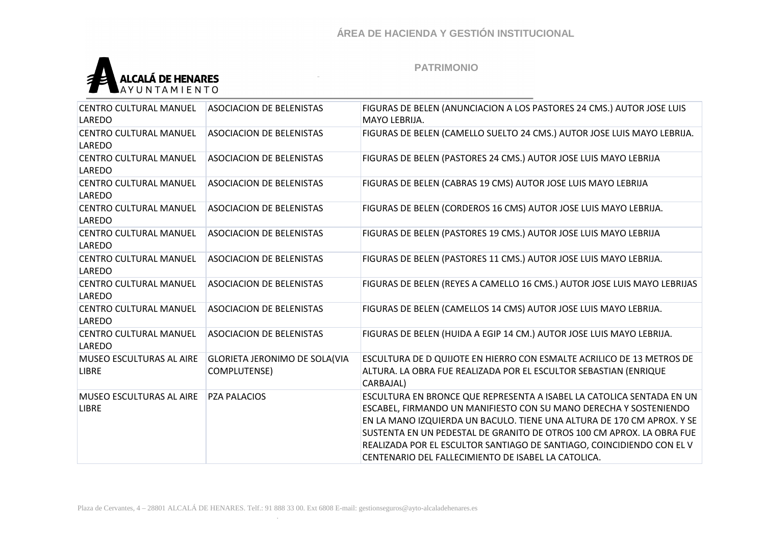| | | |
|---|---|---|
| CENTRO CULTURAL MANUEL LAREDO | ASOCIACION DE BELENISTAS | FIGURAS DE BELEN (ANUNCIACION A LOS PASTORES 24 CMS.) AUTOR JOSE LUIS MAYO LEBRIJA. |
| CENTRO CULTURAL MANUEL LAREDO | ASOCIACION DE BELENISTAS | FIGURAS DE BELEN (CAMELLO SUELTO 24 CMS.) AUTOR JOSE LUIS MAYO LEBRIJA. |
| CENTRO CULTURAL MANUEL LAREDO | ASOCIACION DE BELENISTAS | FIGURAS DE BELEN (PASTORES 24 CMS.) AUTOR JOSE LUIS MAYO LEBRIJA |
| CENTRO CULTURAL MANUEL LAREDO | ASOCIACION DE BELENISTAS | FIGURAS DE BELEN (CABRAS 19 CMS) AUTOR JOSE LUIS MAYO LEBRIJA |
| CENTRO CULTURAL MANUEL LAREDO | ASOCIACION DE BELENISTAS | FIGURAS DE BELEN (CORDEROS 16 CMS) AUTOR JOSE LUIS MAYO LEBRIJA. |
| CENTRO CULTURAL MANUEL LAREDO | ASOCIACION DE BELENISTAS | FIGURAS DE BELEN (PASTORES 19 CMS.) AUTOR JOSE LUIS MAYO LEBRIJA |
| CENTRO CULTURAL MANUEL LAREDO | ASOCIACION DE BELENISTAS | FIGURAS DE BELEN (PASTORES 11 CMS.) AUTOR JOSE LUIS MAYO LEBRIJA. |
| CENTRO CULTURAL MANUEL LAREDO | ASOCIACION DE BELENISTAS | FIGURAS DE BELEN (REYES A CAMELLO 16 CMS.) AUTOR JOSE LUIS MAYO LEBRIJAS |
| CENTRO CULTURAL MANUEL LAREDO | ASOCIACION DE BELENISTAS | FIGURAS DE BELEN (CAMELLOS 14 CMS) AUTOR JOSE LUIS MAYO LEBRIJA. |
| CENTRO CULTURAL MANUEL LAREDO | ASOCIACION DE BELENISTAS | FIGURAS DE BELEN (HUIDA A EGIP 14 CM.) AUTOR JOSE LUIS MAYO LEBRIJA. |
| MUSEO ESCULTURAS AL AIRE LIBRE | GLORIETA JERONIMO DE SOLA(VIA COMPLUTENSE) | ESCULTURA DE D QUIJOTE EN HIERRO CON ESMALTE ACRILICO DE 13 METROS DE ALTURA. LA OBRA FUE REALIZADA POR EL ESCULTOR SEBASTIAN (ENRIQUE CARBAJAL) |
| MUSEO ESCULTURAS AL AIRE LIBRE | PZA PALACIOS | ESCULTURA EN BRONCE QUE REPRESENTA A ISABEL LA CATOLICA SENTADA EN UN ESCABEL, FIRMANDO UN MANIFIESTO CON SU MANO DERECHA Y SOSTENIENDO EN LA MANO IZQUIERDA UN BACULO. TIENE UNA ALTURA DE 170 CM APROX. Y SE SUSTENTA EN UN PEDESTAL DE GRANITO DE OTROS 100 CM APROX. LA OBRA FUE REALIZADA POR EL ESCULTOR SANTIAGO DE SANTIAGO, COINCIDIENDO CON EL V CENTENARIO DEL FALLECIMIENTO DE ISABEL LA CATOLICA. |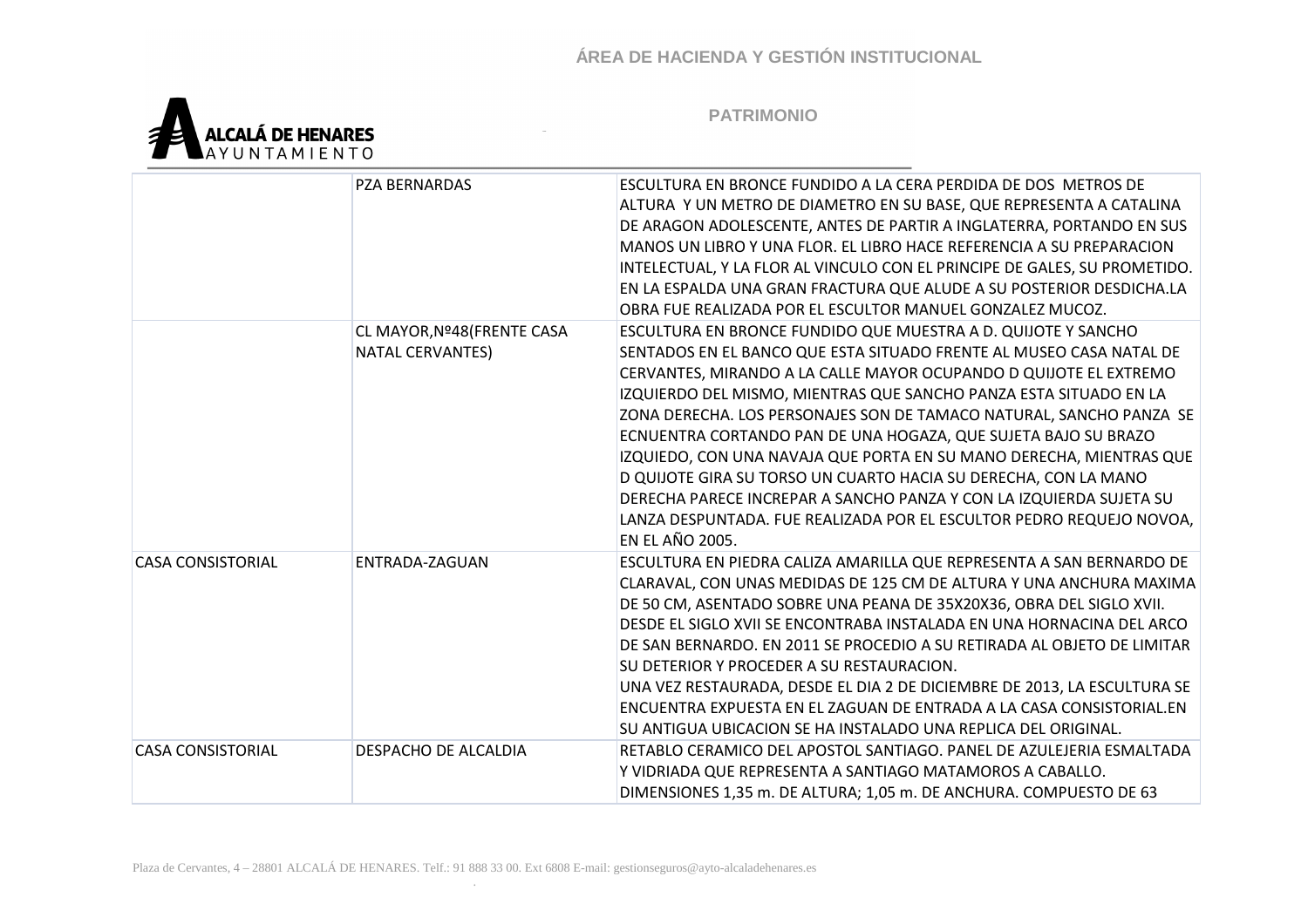| | | |
|---|---|---|
| | PZA BERNARDAS | ESCULTURA EN BRONCE FUNDIDO A LA CERA PERDIDA DE DOS METROS DE ALTURA Y UN METRO DE DIAMETRO EN SU BASE, QUE REPRESENTA A CATALINA DE ARAGON ADOLESCENTE, ANTES DE PARTIR A INGLATERRA, PORTANDO EN SUS MANOS UN LIBRO Y UNA FLOR. EL LIBRO HACE REFERENCIA A SU PREPARACION INTELECTUAL, Y LA FLOR AL VINCULO CON EL PRINCIPE DE GALES, SU PROMETIDO. EN LA ESPALDA UNA GRAN FRACTURA QUE ALUDE A SU POSTERIOR DESDICHA.LA OBRA FUE REALIZADA POR EL ESCULTOR MANUEL GONZALEZ MUCOZ. |
| | CL MAYOR,Nº48(FRENTE CASA NATAL CERVANTES) | ESCULTURA EN BRONCE FUNDIDO QUE MUESTRA A D. QUIJOTE Y SANCHO SENTADOS EN EL BANCO QUE ESTA SITUADO FRENTE AL MUSEO CASA NATAL DE CERVANTES, MIRANDO A LA CALLE MAYOR OCUPANDO D QUIJOTE EL EXTREMO IZQUIERDO DEL MISMO, MIENTRAS QUE SANCHO PANZA ESTA SITUADO EN LA ZONA DERECHA. LOS PERSONAJES SON DE TAMACO NATURAL, SANCHO PANZA SE ECNUENTRA CORTANDO PAN DE UNA HOGAZA, QUE SUJETA BAJO SU BRAZO IZQUIEDO, CON UNA NAVAJA QUE PORTA EN SU MANO DERECHA, MIENTRAS QUE D QUIJOTE GIRA SU TORSO UN CUARTO HACIA SU DERECHA, CON LA MANO DERECHA PARECE INCREPAR A SANCHO PANZA Y CON LA IZQUIERDA SUJETA SU LANZA DESPUNTADA. FUE REALIZADA POR EL ESCULTOR PEDRO REQUEJO NOVOA, EN EL AÑO 2005. |
| CASA CONSISTORIAL | ENTRADA-ZAGUAN | ESCULTURA EN PIEDRA CALIZA AMARILLA QUE REPRESENTA A SAN BERNARDO DE CLARAVAL, CON UNAS MEDIDAS DE 125 CM DE ALTURA Y UNA ANCHURA MAXIMA DE 50 CM, ASENTADO SOBRE UNA PEANA DE 35X20X36, OBRA DEL SIGLO XVII. DESDE EL SIGLO XVII SE ENCONTRABA INSTALADA EN UNA HORNACINA DEL ARCO DE SAN BERNARDO. EN 2011 SE PROCEDIO A SU RETIRADA AL OBJETO DE LIMITAR SU DETERIOR Y PROCEDER A SU RESTAURACION.<br>UNA VEZ RESTAURADA, DESDE EL DIA 2 DE DICIEMBRE DE 2013, LA ESCULTURA SE ENCUENTRA EXPUESTA EN EL ZAGUAN DE ENTRADA A LA CASA CONSISTORIAL.EN SU ANTIGUA UBICACION SE HA INSTALADO UNA REPLICA DEL ORIGINAL. |
| CASA CONSISTORIAL | DESPACHO DE ALCALDIA | RETABLO CERAMICO DEL APOSTOL SANTIAGO. PANEL DE AZULEJERIA ESMALTADA Y VIDRIADA QUE REPRESENTA A SANTIAGO MATAMOROS A CABALLO. DIMENSIONES 1,35 m. DE ALTURA; 1,05 m. DE ANCHURA. COMPUESTO DE 63 |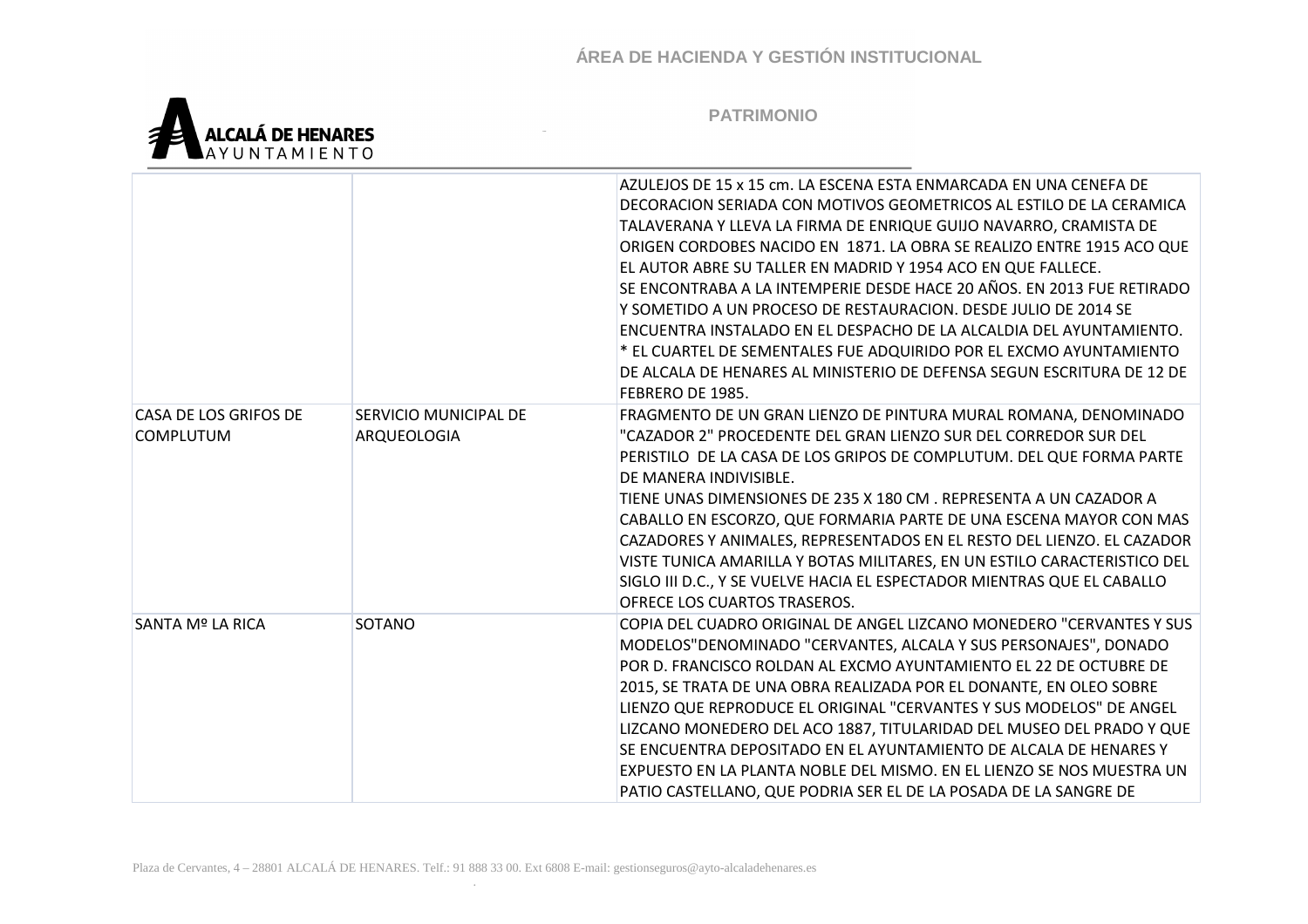| | | |
|---|---|---|
| | | AZULEJOS DE 15 x 15 cm. LA ESCENA ESTA ENMARCADA EN UNA CENEFA DE DECORACION SERIADA CON MOTIVOS GEOMETRICOS AL ESTILO DE LA CERAMICA TALAVERANA Y LLEVA LA FIRMA DE ENRIQUE GUIJO NAVARRO, CRAMISTA DE ORIGEN CORDOBES NACIDO EN 1871. LA OBRA SE REALIZO ENTRE 1915 ACO QUE EL AUTOR ABRE SU TALLER EN MADRID Y 1954 ACO EN QUE FALLECE. SE ENCONTRABA A LA INTEMPERIE DESDE HACE 20 AÑOS. EN 2013 FUE RETIRADO Y SOMETIDO A UN PROCESO DE RESTAURACION. DESDE JULIO DE 2014 SE ENCUENTRA INSTALADO EN EL DESPACHO DE LA ALCALDIA DEL AYUNTAMIENTO. * EL CUARTEL DE SEMENTALES FUE ADQUIRIDO POR EL EXCMO AYUNTAMIENTO DE ALCALA DE HENARES AL MINISTERIO DE DEFENSA SEGUN ESCRITURA DE 12 DE FEBRERO DE 1985. |
| CASA DE LOS GRIFOS DE COMPLUTUM | SERVICIO MUNICIPAL DE ARQUEOLOGIA | FRAGMENTO DE UN GRAN LIENZO DE PINTURA MURAL ROMANA, DENOMINADO "CAZADOR 2" PROCEDENTE DEL GRAN LIENZO SUR DEL CORREDOR SUR DEL PERISTILO DE LA CASA DE LOS GRIPOS DE COMPLUTUM. DEL QUE FORMA PARTE DE MANERA INDIVISIBLE. TIENE UNAS DIMENSIONES DE 235 X 180 CM . REPRESENTA A UN CAZADOR A CABALLO EN ESCORZO, QUE FORMARIA PARTE DE UNA ESCENA MAYOR CON MAS CAZADORES Y ANIMALES, REPRESENTADOS EN EL RESTO DEL LIENZO. EL CAZADOR VISTE TUNICA AMARILLA Y BOTAS MILITARES, EN UN ESTILO CARACTERISTICO DEL SIGLO III D.C., Y SE VUELVE HACIA EL ESPECTADOR MIENTRAS QUE EL CABALLO OFRECE LOS CUARTOS TRASEROS. |
| SANTA Mº LA RICA | SOTANO | COPIA DEL CUADRO ORIGINAL DE ANGEL LIZCANO MONEDERO "CERVANTES Y SUS MODELOS"DENOMINADO "CERVANTES, ALCALA Y SUS PERSONAJES", DONADO POR D. FRANCISCO ROLDAN AL EXCMO AYUNTAMIENTO EL 22 DE OCTUBRE DE 2015, SE TRATA DE UNA OBRA REALIZADA POR EL DONANTE, EN OLEO SOBRE LIENZO QUE REPRODUCE EL ORIGINAL "CERVANTES Y SUS MODELOS" DE ANGEL LIZCANO MONEDERO DEL ACO 1887, TITULARIDAD DEL MUSEO DEL PRADO Y QUE SE ENCUENTRA DEPOSITADO EN EL AYUNTAMIENTO DE ALCALA DE HENARES Y EXPUESTO EN LA PLANTA NOBLE DEL MISMO. EN EL LIENZO SE NOS MUESTRA UN PATIO CASTELLANO, QUE PODRIA SER EL DE LA POSADA DE LA SANGRE DE |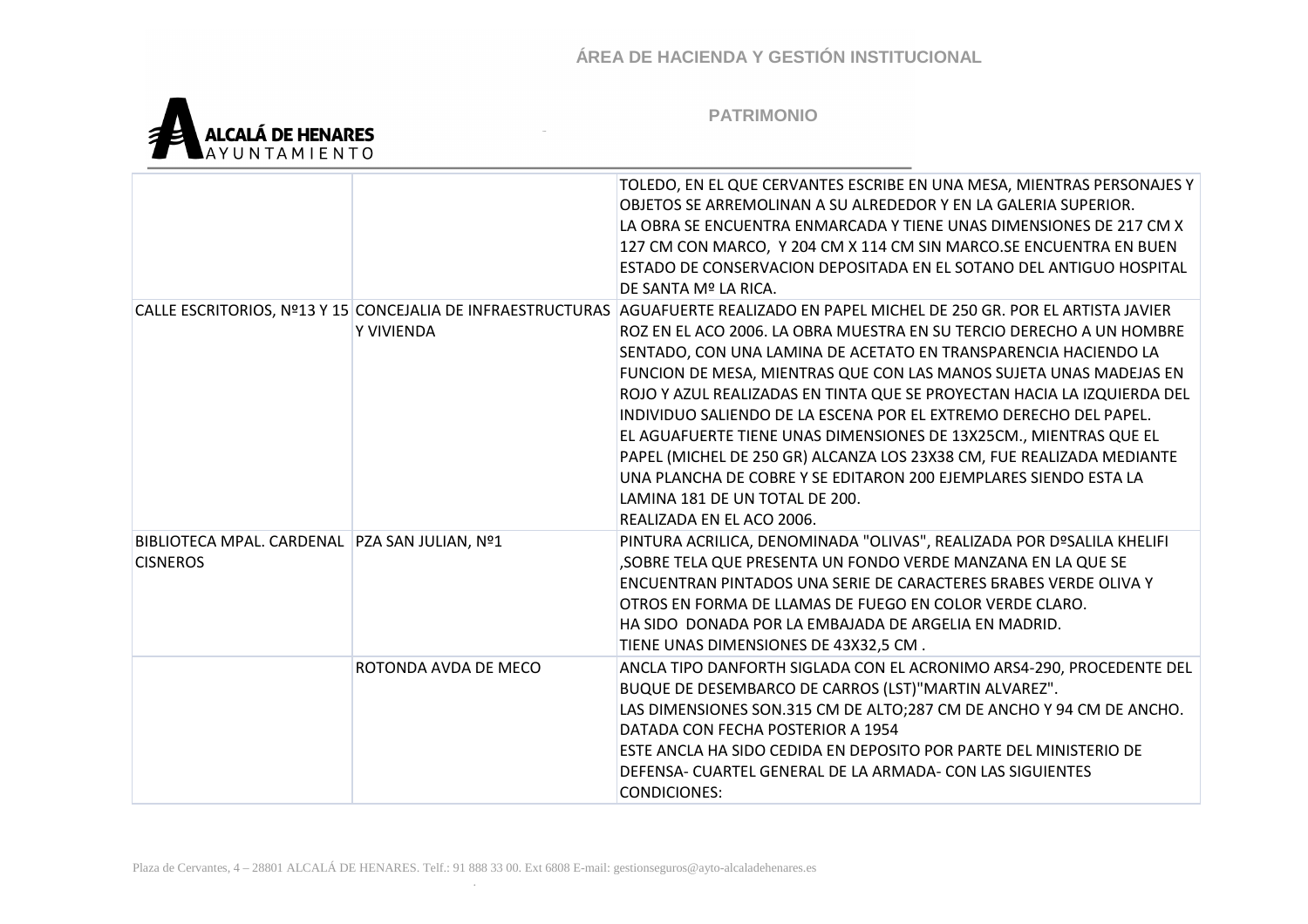| | | |
|---|---|---|
| | | TOLEDO, EN EL QUE CERVANTES ESCRIBE EN UNA MESA, MIENTRAS PERSONAJES Y OBJETOS SE ARREMOLINAN A SU ALREDEDOR Y EN LA GALERIA SUPERIOR.<br>LA OBRA SE ENCUENTRA ENMARCADA Y TIENE UNAS DIMENSIONES DE 217 CM X 127 CM CON MARCO, Y 204 CM X 114 CM SIN MARCO.SE ENCUENTRA EN BUEN ESTADO DE CONSERVACION DEPOSITADA EN EL SOTANO DEL ANTIGUO HOSPITAL DE SANTA Mº LA RICA. |
| CALLE ESCRITORIOS, Nº13 Y 15 | CONCEJALIA DE INFRAESTRUCTURAS Y VIVIENDA | AGUAFUERTE REALIZADO EN PAPEL MICHEL DE 250 GR. POR EL ARTISTA JAVIER ROZ EN EL ACO 2006. LA OBRA MUESTRA EN SU TERCIO DERECHO A UN HOMBRE SENTADO, CON UNA LAMINA DE ACETATO EN TRANSPARENCIA HACIENDO LA FUNCION DE MESA, MIENTRAS QUE CON LAS MANOS SUJETA UNAS MADEJAS EN ROJO Y AZUL REALIZADAS EN TINTA QUE SE PROYECTAN HACIA LA IZQUIERDA DEL INDIVIDUO SALIENDO DE LA ESCENA POR EL EXTREMO DERECHO DEL PAPEL.<br>EL AGUAFUERTE TIENE UNAS DIMENSIONES DE 13X25CM., MIENTRAS QUE EL PAPEL (MICHEL DE 250 GR) ALCANZA LOS 23X38 CM, FUE REALIZADA MEDIANTE UNA PLANCHA DE COBRE Y SE EDITARON 200 EJEMPLARES SIENDO ESTA LA LAMINA 181 DE UN TOTAL DE 200.<br>REALIZADA EN EL ACO 2006. |
| BIBLIOTECA MPAL. CARDENAL CISNEROS | PZA SAN JULIAN, Nº1 | PINTURA ACRILICA, DENOMINADA "OLIVAS", REALIZADA POR DºSALILA KHELIFI ,SOBRE TELA QUE PRESENTA UN FONDO VERDE MANZANA EN LA QUE SE ENCUENTRAN PINTADOS UNA SERIE DE CARACTERES БRABES VERDE OLIVA Y OTROS EN FORMA DE LLAMAS DE FUEGO EN COLOR VERDE CLARO.<br>HA SIDO DONADA POR LA EMBAJADA DE ARGELIA EN MADRID.<br>TIENE UNAS DIMENSIONES DE 43X32,5 CM . |
| | ROTONDA AVDA DE MECO | ANCLA TIPO DANFORTH SIGLADA CON EL ACRONIMO ARS4-290, PROCEDENTE DEL BUQUE DE DESEMBARCO DE CARROS (LST)"MARTIN ALVAREZ".<br>LAS DIMENSIONES SON.315 CM DE ALTO;287 CM DE ANCHO Y 94 CM DE ANCHO.<br>DATADA CON FECHA POSTERIOR A 1954<br>ESTE ANCLA HA SIDO CEDIDA EN DEPOSITO POR PARTE DEL MINISTERIO DE DEFENSA- CUARTEL GENERAL DE LA ARMADA- CON LAS SIGUIENTES CONDICIONES: |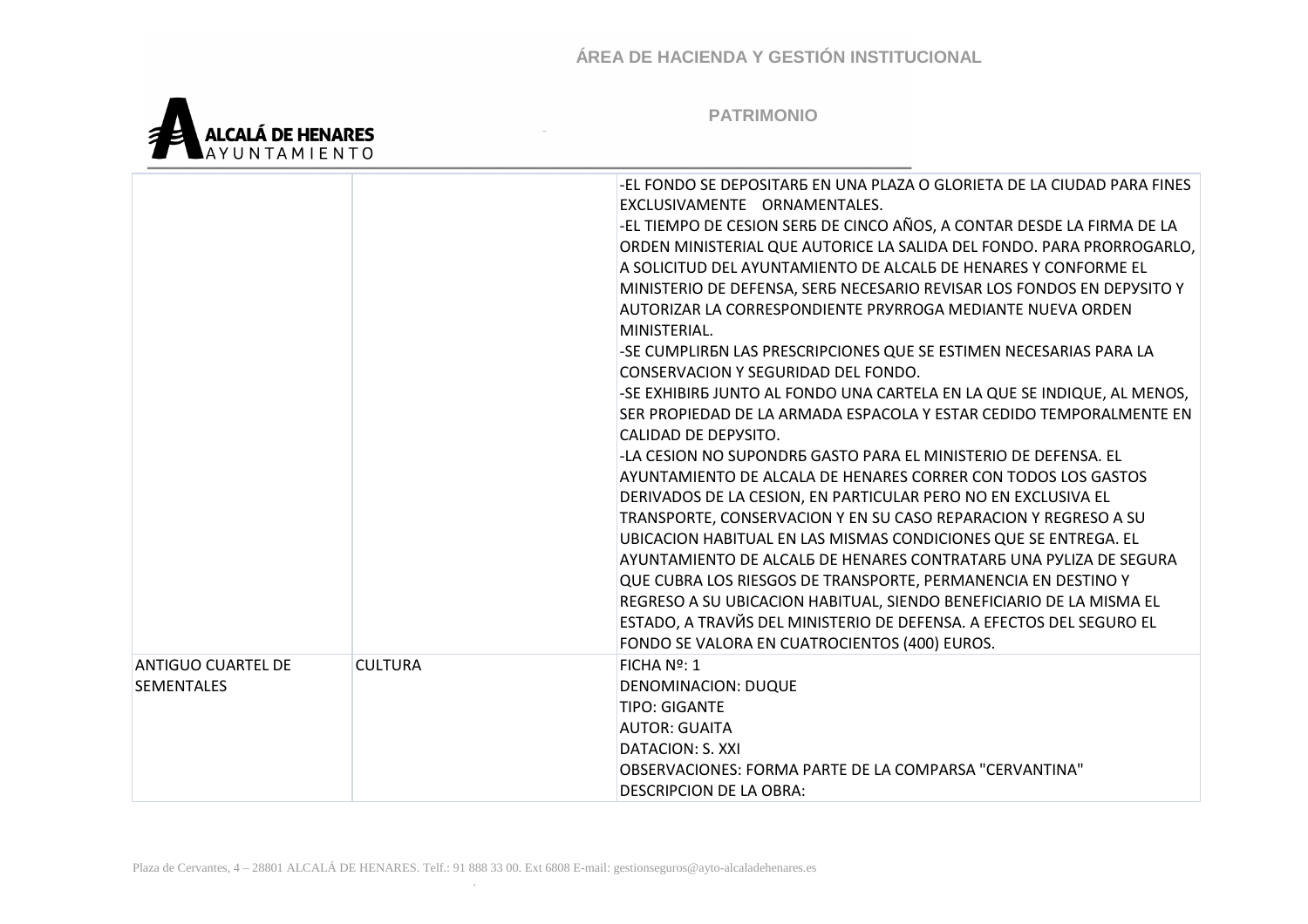| | | |
|---|---|---|
| | | -EL FONDO SE DEPOSITARБ EN UNA PLAZA O GLORIETA DE LA CIUDAD PARA FINES EXCLUSIVAMENTE ORNAMENTALES.<br>-EL TIEMPO DE CESION SERБ DE CINCO AÑOS, A CONTAR DESDE LA FIRMA DE LA ORDEN MINISTERIAL QUE AUTORICE LA SALIDA DEL FONDO. PARA PRORROGARLO, A SOLICITUD DEL AYUNTAMIENTO DE ALCALБ DE HENARES Y CONFORME EL MINISTERIO DE DEFENSA, SERБ NECESARIO REVISAR LOS FONDOS EN DEPУSITO Y AUTORIZAR LA CORRESPONDIENTE PRУRROGA MEDIANTE NUEVA ORDEN MINISTERIAL.<br>-SE CUMPLIRБN LAS PRESCRIPCIONES QUE SE ESTIMEN NECESARIAS PARA LA CONSERVACION Y SEGURIDAD DEL FONDO.<br>-SE EXHIBIRБ JUNTO AL FONDO UNA CARTELA EN LA QUE SE INDIQUE, AL MENOS, SER PROPIEDAD DE LA ARMADA ESPACOLA Y ESTAR CEDIDO TEMPORALMENTE EN CALIDAD DE DEPУSITO.<br>-LA CESION NO SUPONDRБ GASTO PARA EL MINISTERIO DE DEFENSA. EL AYUNTAMIENTO DE ALCALA DE HENARES CORRER CON TODOS LOS GASTOS DERIVADOS DE LA CESION, EN PARTICULAR PERO NO EN EXCLUSIVA EL TRANSPORTE, CONSERVACION Y EN SU CASO REPARACION Y REGRESO A SU UBICACION HABITUAL EN LAS MISMAS CONDICIONES QUE SE ENTREGA. EL AYUNTAMIENTO DE ALCALБ DE HENARES CONTRATARБ UNA PУLIZA DE SEGURA QUE CUBRA LOS RIESGOS DE TRANSPORTE, PERMANENCIA EN DESTINO Y REGRESO A SU UBICACION HABITUAL, SIENDO BENEFICIARIO DE LA MISMA EL ESTADO, A TRAVЙS DEL MINISTERIO DE DEFENSA. A EFECTOS DEL SEGURO EL FONDO SE VALORA EN CUATROCIENTOS (400) EUROS. |
| ANTIGUO CUARTEL DE SEMENTALES | CULTURA | FICHA Nº: 1<br>DENOMINACION: DUQUE<br>TIPO: GIGANTE<br>AUTOR: GUAITA<br>DATACION: S. XXI<br>OBSERVACIONES: FORMA PARTE DE LA COMPARSA "CERVANTINA"<br>DESCRIPCION DE LA OBRA: |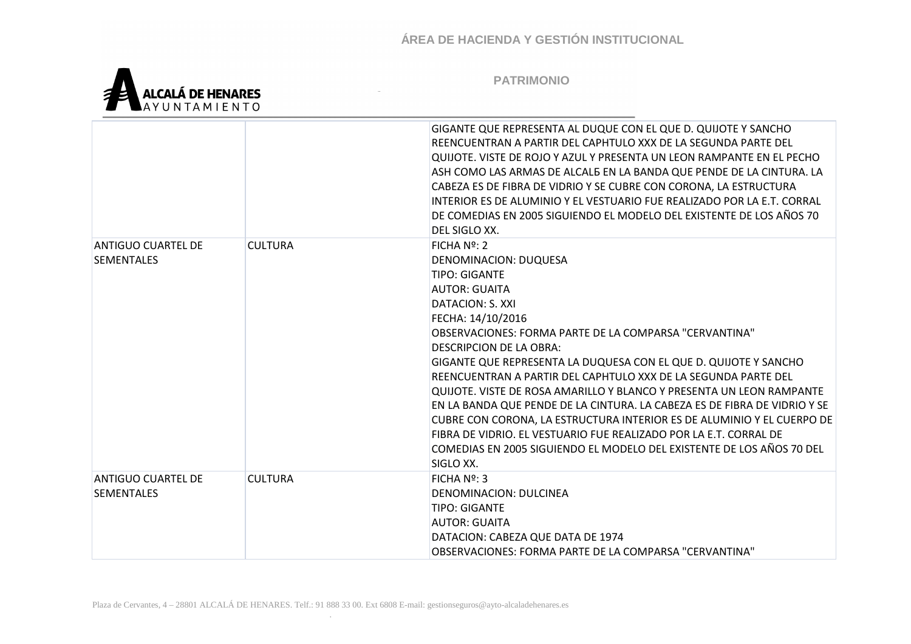| | | |
|---|---|---|
| | | GIGANTE QUE REPRESENTA AL DUQUE CON EL QUE D. QUIJOTE Y SANCHO REENCUENTRAN A PARTIR DEL CAPHTULO XXX DE LA SEGUNDA PARTE DEL QUIJOTE. VISTE DE ROJO Y AZUL Y PRESENTA UN LEON RAMPANTE EN EL PECHO ASH COMO LAS ARMAS DE ALCALБ EN LA BANDA QUE PENDE DE LA CINTURA. LA CABEZA ES DE FIBRA DE VIDRIO Y SE CUBRE CON CORONA, LA ESTRUCTURA INTERIOR ES DE ALUMINIO Y EL VESTUARIO FUE REALIZADO POR LA E.T. CORRAL DE COMEDIAS EN 2005 SIGUIENDO EL MODELO DEL EXISTENTE DE LOS AÑOS 70 DEL SIGLO XX. |
| ANTIGUO CUARTEL DE SEMENTALES | CULTURA | FICHA Nº: 2<br>DENOMINACION: DUQUESA<br>TIPO: GIGANTE<br>AUTOR: GUAITA<br>DATACION: S. XXI<br>FECHA: 14/10/2016<br>OBSERVACIONES: FORMA PARTE DE LA COMPARSA "CERVANTINA"<br>DESCRIPCION DE LA OBRA:<br>GIGANTE QUE REPRESENTA LA DUQUESA CON EL QUE D. QUIJOTE Y SANCHO REENCUENTRAN A PARTIR DEL CAPHTULO XXX DE LA SEGUNDA PARTE DEL QUIJOTE. VISTE DE ROSA AMARILLO Y BLANCO Y PRESENTA UN LEON RAMPANTE EN LA BANDA QUE PENDE DE LA CINTURA. LA CABEZA ES DE FIBRA DE VIDRIO Y SE CUBRE CON CORONA, LA ESTRUCTURA INTERIOR ES DE ALUMINIO Y EL CUERPO DE FIBRA DE VIDRIO. EL VESTUARIO FUE REALIZADO POR LA E.T. CORRAL DE COMEDIAS EN 2005 SIGUIENDO EL MODELO DEL EXISTENTE DE LOS AÑOS 70 DEL SIGLO XX. |
| ANTIGUO CUARTEL DE SEMENTALES | CULTURA | FICHA Nº: 3<br>DENOMINACION: DULCINEA<br>TIPO: GIGANTE<br>AUTOR: GUAITA<br>DATACION: CABEZA QUE DATA DE 1974<br>OBSERVACIONES: FORMA PARTE DE LA COMPARSA "CERVANTINA" |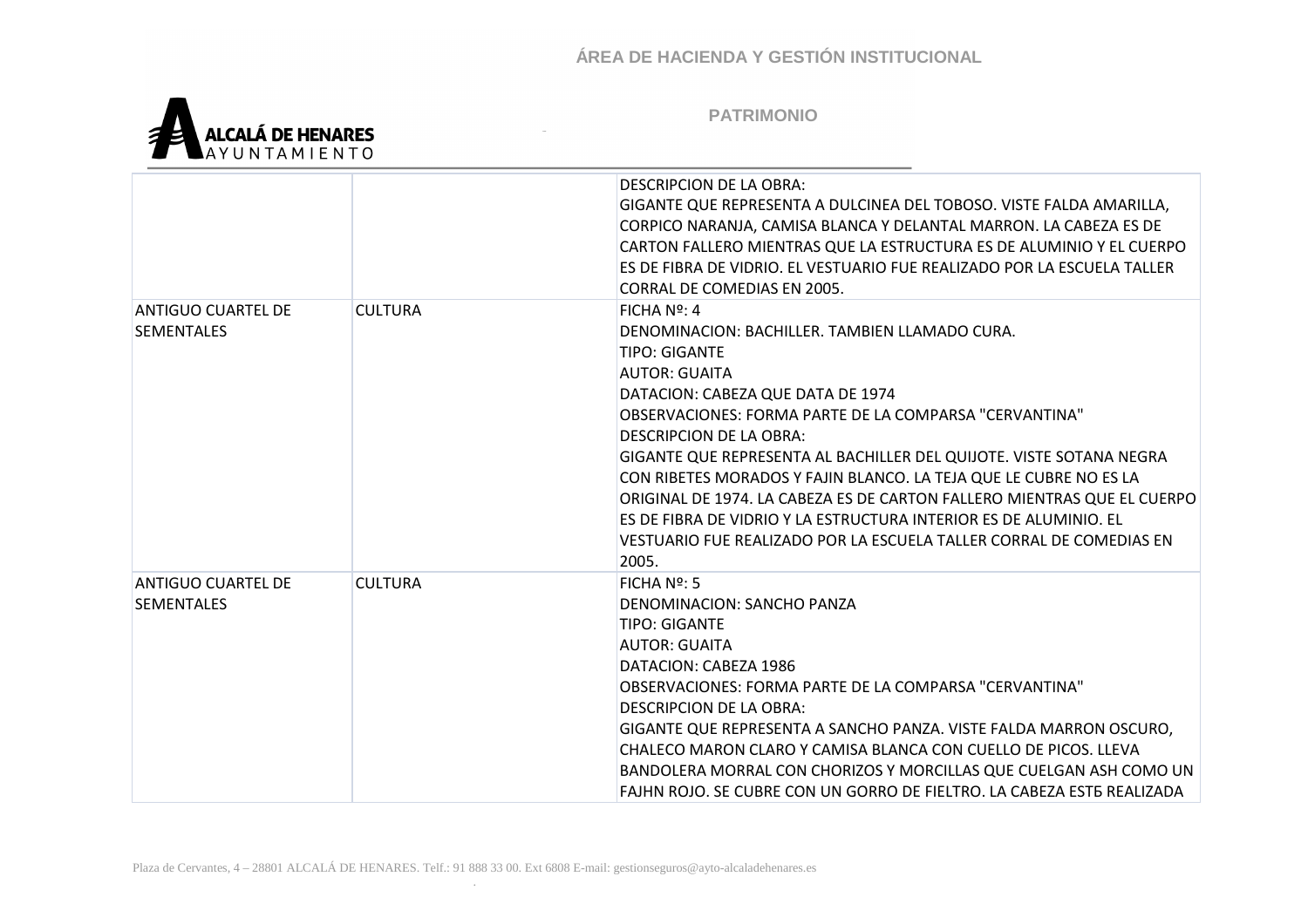| | | |
|---|---|---|
| | | DESCRIPCION DE LA OBRA:<br>GIGANTE QUE REPRESENTA A DULCINEA DEL TOBOSO. VISTE FALDA AMARILLA, CORPICO NARANJA, CAMISA BLANCA Y DELANTAL MARRON. LA CABEZA ES DE CARTON FALLERO MIENTRAS QUE LA ESTRUCTURA ES DE ALUMINIO Y EL CUERPO ES DE FIBRA DE VIDRIO. EL VESTUARIO FUE REALIZADO POR LA ESCUELA TALLER CORRAL DE COMEDIAS EN 2005. |
| ANTIGUO CUARTEL DE SEMENTALES | CULTURA | FICHA Nº: 4<br>DENOMINACION: BACHILLER. TAMBIEN LLAMADO CURA.<br>TIPO: GIGANTE<br>AUTOR: GUAITA<br>DATACION: CABEZA QUE DATA DE 1974<br>OBSERVACIONES: FORMA PARTE DE LA COMPARSA "CERVANTINA"<br>DESCRIPCION DE LA OBRA:<br>GIGANTE QUE REPRESENTA AL BACHILLER DEL QUIJOTE. VISTE SOTANA NEGRA CON RIBETES MORADOS Y FAJIN BLANCO. LA TEJA QUE LE CUBRE NO ES LA ORIGINAL DE 1974. LA CABEZA ES DE CARTON FALLERO MIENTRAS QUE EL CUERPO ES DE FIBRA DE VIDRIO Y LA ESTRUCTURA INTERIOR ES DE ALUMINIO. EL VESTUARIO FUE REALIZADO POR LA ESCUELA TALLER CORRAL DE COMEDIAS EN 2005. |
| ANTIGUO CUARTEL DE SEMENTALES | CULTURA | FICHA Nº: 5<br>DENOMINACION: SANCHO PANZA<br>TIPO: GIGANTE<br>AUTOR: GUAITA<br>DATACION: CABEZA 1986<br>OBSERVACIONES: FORMA PARTE DE LA COMPARSA "CERVANTINA"<br>DESCRIPCION DE LA OBRA:<br>GIGANTE QUE REPRESENTA A SANCHO PANZA. VISTE FALDA MARRON OSCURO, CHALECO MARON CLARO Y CAMISA BLANCA CON CUELLO DE PICOS. LLEVA BANDOLERA MORRAL CON CHORIZOS Y MORCILLAS QUE CUELGAN ASH COMO UN FAJHN ROJO. SE CUBRE CON UN GORRO DE FIELTRO. LA CABEZA ESTБ REALIZADA |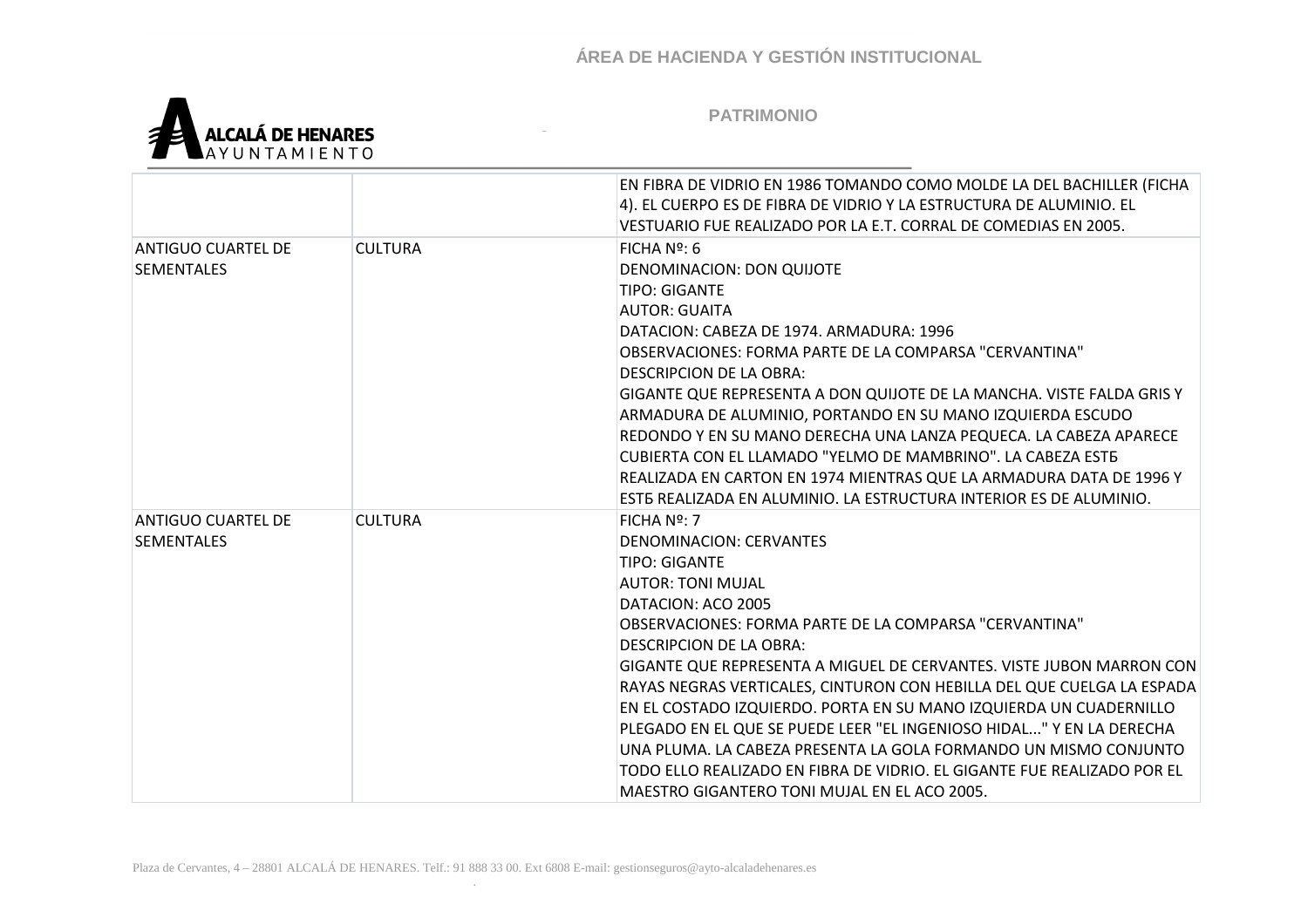| | | |
|---|---|---|
| | | EN FIBRA DE VIDRIO EN 1986 TOMANDO COMO MOLDE LA DEL BACHILLER (FICHA 4). EL CUERPO ES DE FIBRA DE VIDRIO Y LA ESTRUCTURA DE ALUMINIO. EL VESTUARIO FUE REALIZADO POR LA E.T. CORRAL DE COMEDIAS EN 2005. |
| ANTIGUO CUARTEL DE SEMENTALES | CULTURA | FICHA Nº: 6<br>DENOMINACION: DON QUIJOTE<br>TIPO: GIGANTE<br>AUTOR: GUAITA<br>DATACION: CABEZA DE 1974. ARMADURA: 1996<br>OBSERVACIONES: FORMA PARTE DE LA COMPARSA "CERVANTINA"<br>DESCRIPCION DE LA OBRA:<br>GIGANTE QUE REPRESENTA A DON QUIJOTE DE LA MANCHA. VISTE FALDA GRIS Y ARMADURA DE ALUMINIO, PORTANDO EN SU MANO IZQUIERDA ESCUDO REDONDO Y EN SU MANO DERECHA UNA LANZA PEQUECA. LA CABEZA APARECE CUBIERTA CON EL LLAMADO "YELMO DE MAMBRINO". LA CABEZA ESTБ REALIZADA EN CARTON EN 1974 MIENTRAS QUE LA ARMADURA DATA DE 1996 Y ESTБ REALIZADA EN ALUMINIO. LA ESTRUCTURA INTERIOR ES DE ALUMINIO. |
| ANTIGUO CUARTEL DE SEMENTALES | CULTURA | FICHA Nº: 7<br>DENOMINACION: CERVANTES<br>TIPO: GIGANTE<br>AUTOR: TONI MUJAL<br>DATACION: ACO 2005<br>OBSERVACIONES: FORMA PARTE DE LA COMPARSA "CERVANTINA"<br>DESCRIPCION DE LA OBRA:<br>GIGANTE QUE REPRESENTA A MIGUEL DE CERVANTES. VISTE JUBON MARRON CON RAYAS NEGRAS VERTICALES, CINTURON CON HEBILLA DEL QUE CUELGA LA ESPADA EN EL COSTADO IZQUIERDO. PORTA EN SU MANO IZQUIERDA UN CUADERNILLO PLEGADO EN EL QUE SE PUEDE LEER "EL INGENIOSO HIDAL..." Y EN LA DERECHA UNA PLUMA. LA CABEZA PRESENTA LA GOLA FORMANDO UN MISMO CONJUNTO TODO ELLO REALIZADO EN FIBRA DE VIDRIO. EL GIGANTE FUE REALIZADO POR EL MAESTRO GIGANTERO TONI MUJAL EN EL ACO 2005. |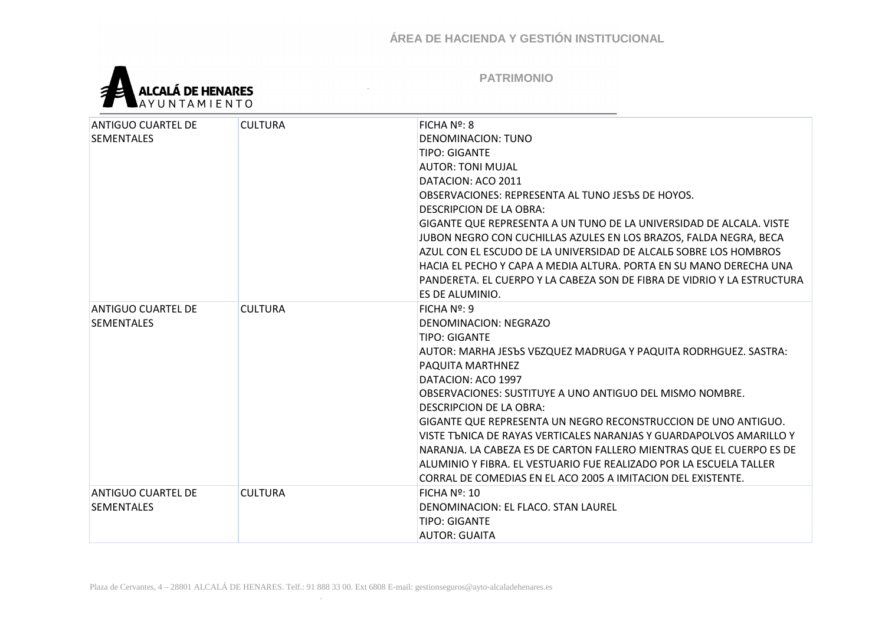| ANTIGUO CUARTEL DE SEMENTALES | CULTURA | FICHA Nº: 8<br>DENOMINACION: TUNO<br>TIPO: GIGANTE<br>AUTOR: TONI MUJAL<br>DATACION: ACO 2011<br>OBSERVACIONES: REPRESENTA AL TUNO JESЪS DE HOYOS.<br>DESCRIPCION DE LA OBRA:<br>GIGANTE QUE REPRESENTA A UN TUNO DE LA UNIVERSIDAD DE ALCALA. VISTE JUBON NEGRO CON CUCHILLAS AZULES EN LOS BRAZOS, FALDA NEGRA, BECA AZUL CON EL ESCUDO DE LA UNIVERSIDAD DE ALCALБ SOBRE LOS HOMBROS HACIA EL PECHO Y CAPA A MEDIA ALTURA. PORTA EN SU MANO DERECHA UNA PANDERETA. EL CUERPO Y LA CABEZA SON DE FIBRA DE VIDRIO Y LA ESTRUCTURA ES DE ALUMINIO. |
|---|---|---|
| ANTIGUO CUARTEL DE SEMENTALES | CULTURA | FICHA Nº: 9<br>DENOMINACION: NEGRAZO<br>TIPO: GIGANTE<br>AUTOR: MARHA JESЪS VБZQUEZ MADRUGA Y PAQUITA RODRHGUEZ. SASTRA: PAQUITA MARTHNEZ<br>DATACION: ACO 1997<br>OBSERVACIONES: SUSTITUYE A UNO ANTIGUO DEL MISMO NOMBRE.<br>DESCRIPCION DE LA OBRA:<br>GIGANTE QUE REPRESENTA UN NEGRO RECONSTRUCCION DE UNO ANTIGUO. VISTE TЪNICA DE RAYAS VERTICALES NARANJAS Y GUARDAPOLVOS AMARILLO Y NARANJA. LA CABEZA ES DE CARTON FALLERO MIENTRAS QUE EL CUERPO ES DE ALUMINIO Y FIBRA. EL VESTUARIO FUE REALIZADO POR LA ESCUELA TALLER CORRAL DE COMEDIAS EN EL ACO 2005 A IMITACION DEL EXISTENTE. |
| ANTIGUO CUARTEL DE SEMENTALES | CULTURA | FICHA Nº: 10<br>DENOMINACION: EL FLACO. STAN LAUREL<br>TIPO: GIGANTE<br>AUTOR: GUAITA |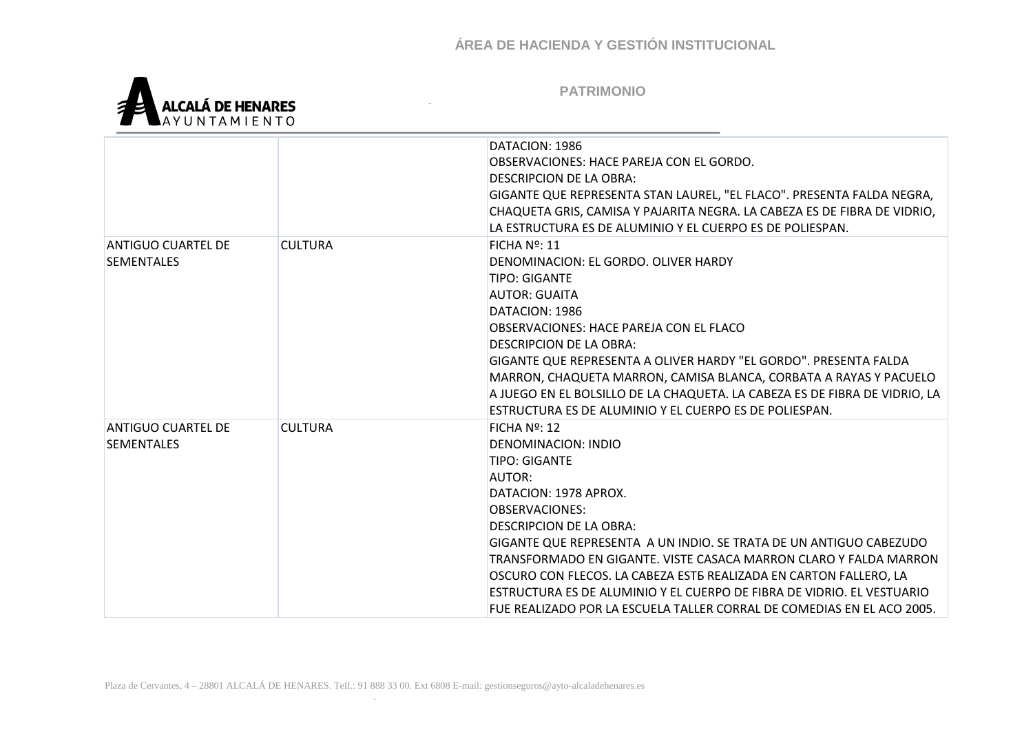| | | |
|---|---|---|
| | | DATACION: 1986<br>OBSERVACIONES: HACE PAREJA CON EL GORDO.<br>DESCRIPCION DE LA OBRA:<br>GIGANTE QUE REPRESENTA STAN LAUREL, "EL FLACO". PRESENTA FALDA NEGRA, CHAQUETA GRIS, CAMISA Y PAJARITA NEGRA. LA CABEZA ES DE FIBRA DE VIDRIO, LA ESTRUCTURA ES DE ALUMINIO Y EL CUERPO ES DE POLIESPAN. |
| ANTIGUO CUARTEL DE SEMENTALES | CULTURA | FICHA Nº: 11<br>DENOMINACION: EL GORDO. OLIVER HARDY<br>TIPO: GIGANTE<br>AUTOR: GUAITA<br>DATACION: 1986<br>OBSERVACIONES: HACE PAREJA CON EL FLACO<br>DESCRIPCION DE LA OBRA:<br>GIGANTE QUE REPRESENTA A OLIVER HARDY "EL GORDO". PRESENTA FALDA MARRON, CHAQUETA MARRON, CAMISA BLANCA, CORBATA A RAYAS Y PACUELO A JUEGO EN EL BOLSILLO DE LA CHAQUETA. LA CABEZA ES DE FIBRA DE VIDRIO, LA ESTRUCTURA ES DE ALUMINIO Y EL CUERPO ES DE POLIESPAN. |
| ANTIGUO CUARTEL DE SEMENTALES | CULTURA | FICHA Nº: 12<br>DENOMINACION: INDIO<br>TIPO: GIGANTE<br>AUTOR:<br>DATACION: 1978 APROX.<br>OBSERVACIONES:<br>DESCRIPCION DE LA OBRA:<br>GIGANTE QUE REPRESENTA A UN INDIO. SE TRATA DE UN ANTIGUO CABEZUDO TRANSFORMADO EN GIGANTE. VISTE CASACA MARRON CLARO Y FALDA MARRON OSCURO CON FLECOS. LA CABEZA ESTБ REALIZADA EN CARTON FALLERO, LA ESTRUCTURA ES DE ALUMINIO Y EL CUERPO DE FIBRA DE VIDRIO. EL VESTUARIO FUE REALIZADO POR LA ESCUELA TALLER CORRAL DE COMEDIAS EN EL ACO 2005. |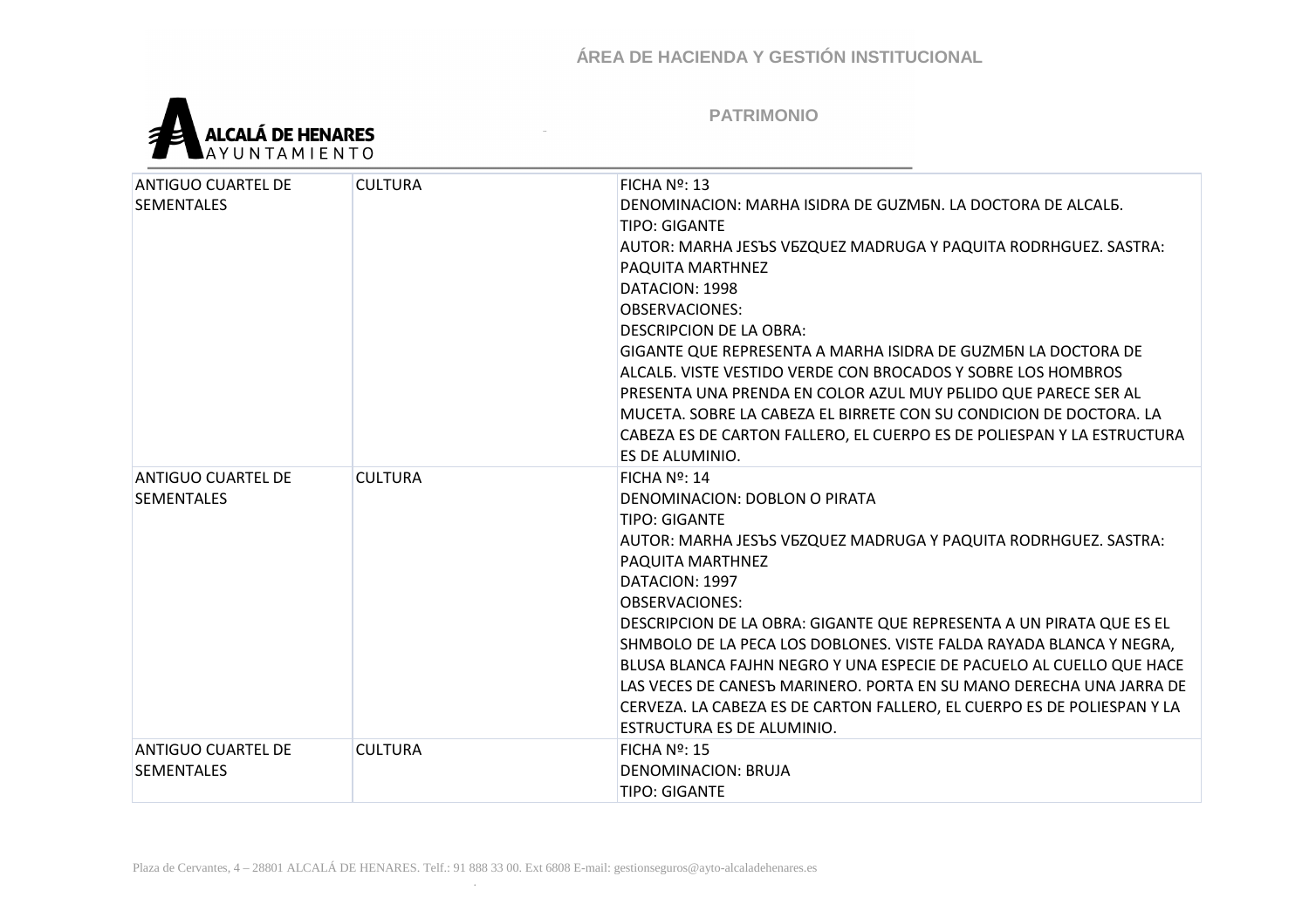| ANTIGUO CUARTEL DE SEMENTALES | CULTURA | FICHA Nº: 13<br>DENOMINACION: MARHA ISIDRA DE GUZMБN. LA DOCTORA DE ALCALБ.<br>TIPO: GIGANTE<br>AUTOR: MARHA JESЪS VБZQUEZ MADRUGA Y PAQUITA RODRHGUEZ. SASTRA: PAQUITA MARTHNEZ<br>DATACION: 1998<br>OBSERVACIONES:<br>DESCRIPCION DE LA OBRA:<br>GIGANTE QUE REPRESENTA A MARHA ISIDRA DE GUZMБN LA DOCTORA DE ALCALБ. VISTE VESTIDO VERDE CON BROCADOS Y SOBRE LOS HOMBROS PRESENTA UNA PRENDA EN COLOR AZUL MUY PБLIDO QUE PARECE SER AL MUCETA. SOBRE LA CABEZA EL BIRRETE CON SU CONDICION DE DOCTORA. LA CABEZA ES DE CARTON FALLERO, EL CUERPO ES DE POLIESPAN Y LA ESTRUCTURA ES DE ALUMINIO. |
|---|---|---|
| ANTIGUO CUARTEL DE SEMENTALES | CULTURA | FICHA Nº: 14<br>DENOMINACION: DOBLON O PIRATA<br>TIPO: GIGANTE<br>AUTOR: MARHA JESЪS VБZQUEZ MADRUGA Y PAQUITA RODRHGUEZ. SASTRA: PAQUITA MARTHNEZ<br>DATACION: 1997<br>OBSERVACIONES:<br>DESCRIPCION DE LA OBRA: GIGANTE QUE REPRESENTA A UN PIRATA QUE ES EL SHMBOLO DE LA PECA LOS DOBLONES. VISTE FALDA RAYADA BLANCA Y NEGRA, BLUSA BLANCA FAJHN NEGRO Y UNA ESPECIE DE PACUELO AL CUELLO QUE HACE LAS VECES DE CANESЪ MARINERO. PORTA EN SU MANO DERECHA UNA JARRA DE CERVEZA. LA CABEZA ES DE CARTON FALLERO, EL CUERPO ES DE POLIESPAN Y LA ESTRUCTURA ES DE ALUMINIO. |
| ANTIGUO CUARTEL DE SEMENTALES | CULTURA | FICHA Nº: 15<br>DENOMINACION: BRUJA<br>TIPO: GIGANTE |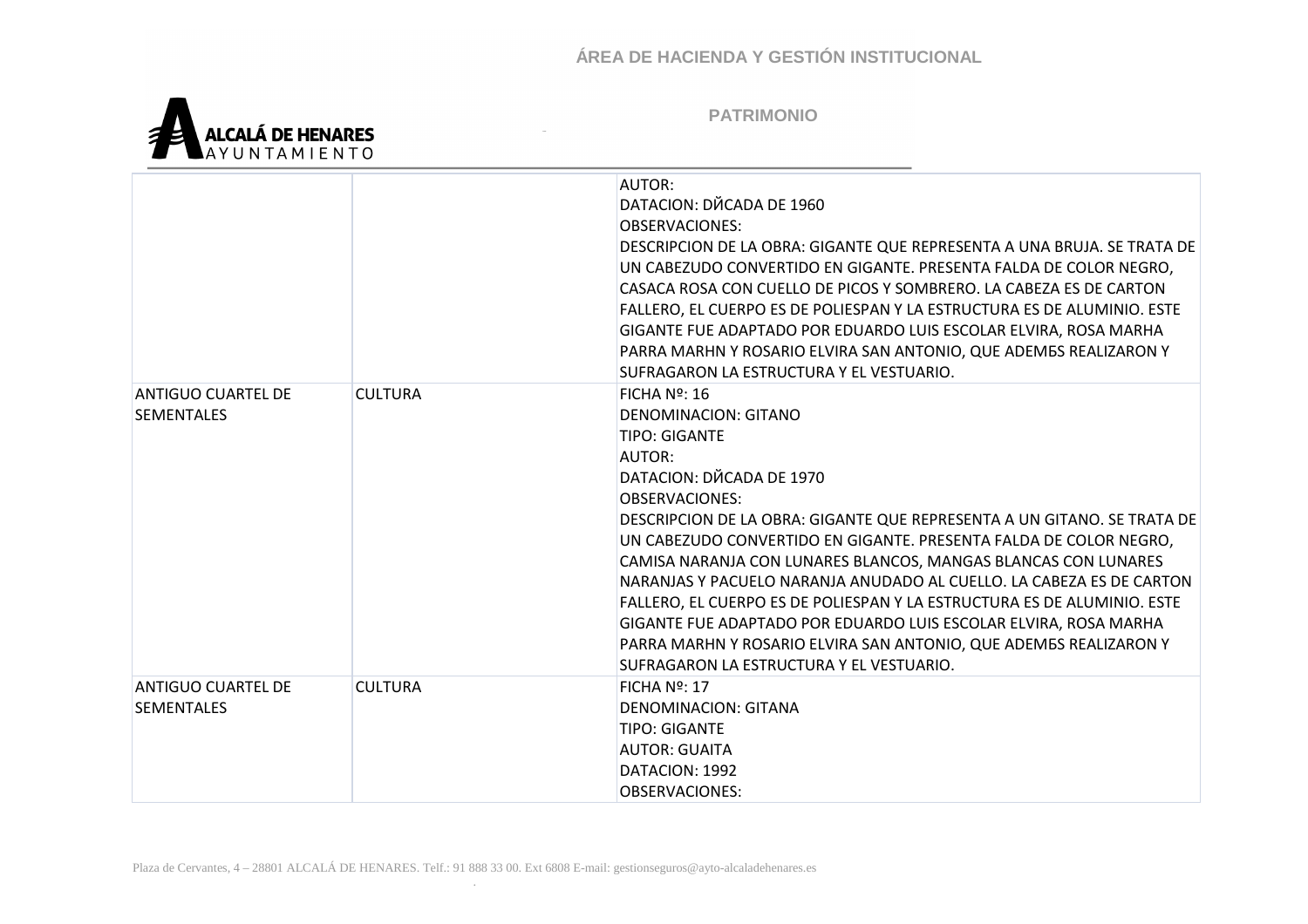| | | |
|---|---|---|
| | | AUTOR:<br>DATACION: DЙCADA DE 1960<br>OBSERVACIONES:<br>DESCRIPCION DE LA OBRA: GIGANTE QUE REPRESENTA A UNA BRUJA. SE TRATA DE UN CABEZUDO CONVERTIDO EN GIGANTE. PRESENTA FALDA DE COLOR NEGRO, CASACA ROSA CON CUELLO DE PICOS Y SOMBRERO. LA CABEZA ES DE CARTON FALLERO, EL CUERPO ES DE POLIESPAN Y LA ESTRUCTURA ES DE ALUMINIO. ESTE GIGANTE FUE ADAPTADO POR EDUARDO LUIS ESCOLAR ELVIRA, ROSA MARHA PARRA MARHN Y ROSARIO ELVIRA SAN ANTONIO, QUE ADEMБS REALIZARON Y SUFRAGARON LA ESTRUCTURA Y EL VESTUARIO. |
| ANTIGUO CUARTEL DE SEMENTALES | CULTURA | FICHA Nº: 16<br>DENOMINACION: GITANO<br>TIPO: GIGANTE<br>AUTOR:<br>DATACION: DЙCADA DE 1970<br>OBSERVACIONES:<br>DESCRIPCION DE LA OBRA: GIGANTE QUE REPRESENTA A UN GITANO. SE TRATA DE UN CABEZUDO CONVERTIDO EN GIGANTE. PRESENTA FALDA DE COLOR NEGRO, CAMISA NARANJA CON LUNARES BLANCOS, MANGAS BLANCAS CON LUNARES NARANJAS Y PACUELO NARANJA ANUDADO AL CUELLO. LA CABEZA ES DE CARTON FALLERO, EL CUERPO ES DE POLIESPAN Y LA ESTRUCTURA ES DE ALUMINIO. ESTE GIGANTE FUE ADAPTADO POR EDUARDO LUIS ESCOLAR ELVIRA, ROSA MARHA PARRA MARHN Y ROSARIO ELVIRA SAN ANTONIO, QUE ADEMБS REALIZARON Y SUFRAGARON LA ESTRUCTURA Y EL VESTUARIO. |
| ANTIGUO CUARTEL DE SEMENTALES | CULTURA | FICHA Nº: 17<br>DENOMINACION: GITANA<br>TIPO: GIGANTE<br>AUTOR: GUAITA<br>DATACION: 1992<br>OBSERVACIONES: |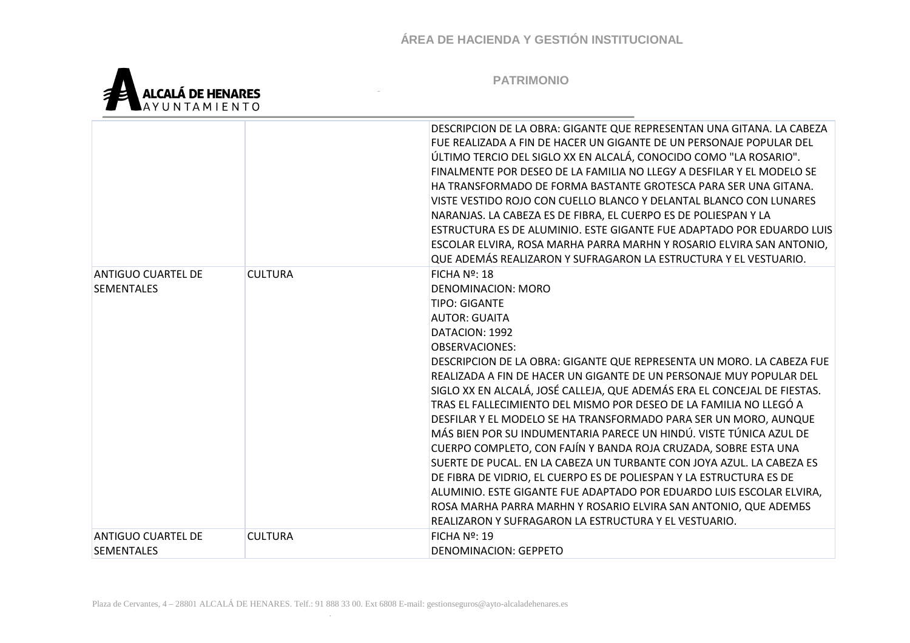| | | |
|---|---|---|
| | | DESCRIPCION DE LA OBRA: GIGANTE QUE REPRESENTAN UNA GITANA. LA CABEZA FUE REALIZADA A FIN DE HACER UN GIGANTE DE UN PERSONAJE POPULAR DEL ÚLTIMO TERCIO DEL SIGLO XX EN ALCALÁ, CONOCIDO COMO "LA ROSARIO". FINALMENTE POR DESEO DE LA FAMILIA NO LLEGУ A DESFILAR Y EL MODELO SE HA TRANSFORMADO DE FORMA BASTANTE GROTESCA PARA SER UNA GITANA. VISTE VESTIDO ROJO CON CUELLO BLANCO Y DELANTAL BLANCO CON LUNARES NARANJAS. LA CABEZA ES DE FIBRA, EL CUERPO ES DE POLIESPAN Y LA ESTRUCTURA ES DE ALUMINIO. ESTE GIGANTE FUE ADAPTADO POR EDUARDO LUIS ESCOLAR ELVIRA, ROSA MARHA PARRA MARHN Y ROSARIO ELVIRA SAN ANTONIO, QUE ADEMÁS REALIZARON Y SUFRAGARON LA ESTRUCTURA Y EL VESTUARIO. |
| ANTIGUO CUARTEL DE SEMENTALES | CULTURA | FICHA Nº: 18<br>DENOMINACION: MORO<br>TIPO: GIGANTE<br>AUTOR: GUAITA<br>DATACION: 1992<br>OBSERVACIONES:<br>DESCRIPCION DE LA OBRA: GIGANTE QUE REPRESENTA UN MORO. LA CABEZA FUE REALIZADA A FIN DE HACER UN GIGANTE DE UN PERSONAJE MUY POPULAR DEL SIGLO XX EN ALCALÁ, JOSÉ CALLEJA, QUE ADEMÁS ERA EL CONCEJAL DE FIESTAS. TRAS EL FALLECIMIENTO DEL MISMO POR DESEO DE LA FAMILIA NO LLEGÓ A DESFILAR Y EL MODELO SE HA TRANSFORMADO PARA SER UN MORO, AUNQUE MÁS BIEN POR SU INDUMENTARIA PARECE UN HINDÚ. VISTE TÚNICA AZUL DE CUERPO COMPLETO, CON FAJÍN Y BANDA ROJA CRUZADA, SOBRE ESTA UNA SUERTE DE PUCAL. EN LA CABEZA UN TURBANTE CON JOYA AZUL. LA CABEZA ES DE FIBRA DE VIDRIO, EL CUERPO ES DE POLIESPAN Y LA ESTRUCTURA ES DE ALUMINIO. ESTE GIGANTE FUE ADAPTADO POR EDUARDO LUIS ESCOLAR ELVIRA, ROSA MARHA PARRA MARHN Y ROSARIO ELVIRA SAN ANTONIO, QUE ADEMБS REALIZARON Y SUFRAGARON LA ESTRUCTURA Y EL VESTUARIO. |
| ANTIGUO CUARTEL DE SEMENTALES | CULTURA | FICHA Nº: 19<br>DENOMINACION: GEPPETO |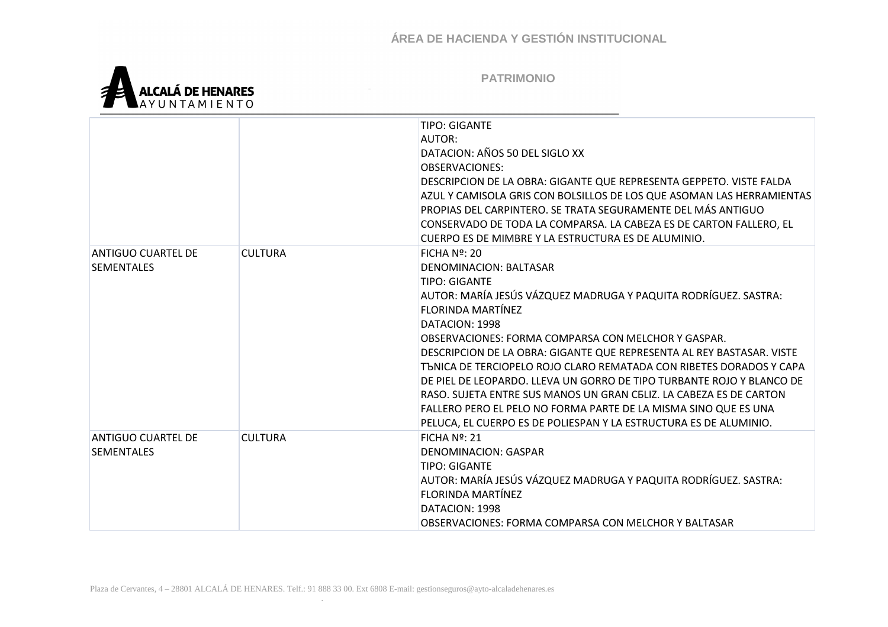| | | |
|---|---|---|
| | | TIPO: GIGANTE<br>AUTOR:<br>DATACION: AÑOS 50 DEL SIGLO XX<br>OBSERVACIONES:<br>DESCRIPCION DE LA OBRA: GIGANTE QUE REPRESENTA GEPPETO. VISTE FALDA AZUL Y CAMISOLA GRIS CON BOLSILLOS DE LOS QUE ASOMAN LAS HERRAMIENTAS PROPIAS DEL CARPINTERO. SE TRATA SEGURAMENTE DEL MÁS ANTIGUO CONSERVADO DE TODA LA COMPARSA. LA CABEZA ES DE CARTON FALLERO, EL CUERPO ES DE MIMBRE Y LA ESTRUCTURA ES DE ALUMINIO. |
| ANTIGUO CUARTEL DE SEMENTALES | CULTURA | FICHA Nº: 20<br>DENOMINACION: BALTASAR<br>TIPO: GIGANTE<br>AUTOR: MARÍA JESÚS VÁZQUEZ MADRUGA Y PAQUITA RODRÍGUEZ. SASTRA: FLORINDA MARTÍNEZ<br>DATACION: 1998<br>OBSERVACIONES: FORMA COMPARSA CON MELCHOR Y GASPAR.<br>DESCRIPCION DE LA OBRA: GIGANTE QUE REPRESENTA AL REY BASTASAR. VISTE TЪNICA DE TERCIOPELO ROJO CLARO REMATADA CON RIBETES DORADOS Y CAPA DE PIEL DE LEOPARDO. LLEVA UN GORRO DE TIPO TURBANTE ROJO Y BLANCO DE RASO. SUJETA ENTRE SUS MANOS UN GRAN CБLIZ. LA CABEZA ES DE CARTON FALLERO PERO EL PELO NO FORMA PARTE DE LA MISMA SINO QUE ES UNA PELUCA, EL CUERPO ES DE POLIESPAN Y LA ESTRUCTURA ES DE ALUMINIO. |
| ANTIGUO CUARTEL DE SEMENTALES | CULTURA | FICHA Nº: 21<br>DENOMINACION: GASPAR<br>TIPO: GIGANTE<br>AUTOR: MARÍA JESÚS VÁZQUEZ MADRUGA Y PAQUITA RODRÍGUEZ. SASTRA: FLORINDA MARTÍNEZ<br>DATACION: 1998<br>OBSERVACIONES: FORMA COMPARSA CON MELCHOR Y BALTASAR |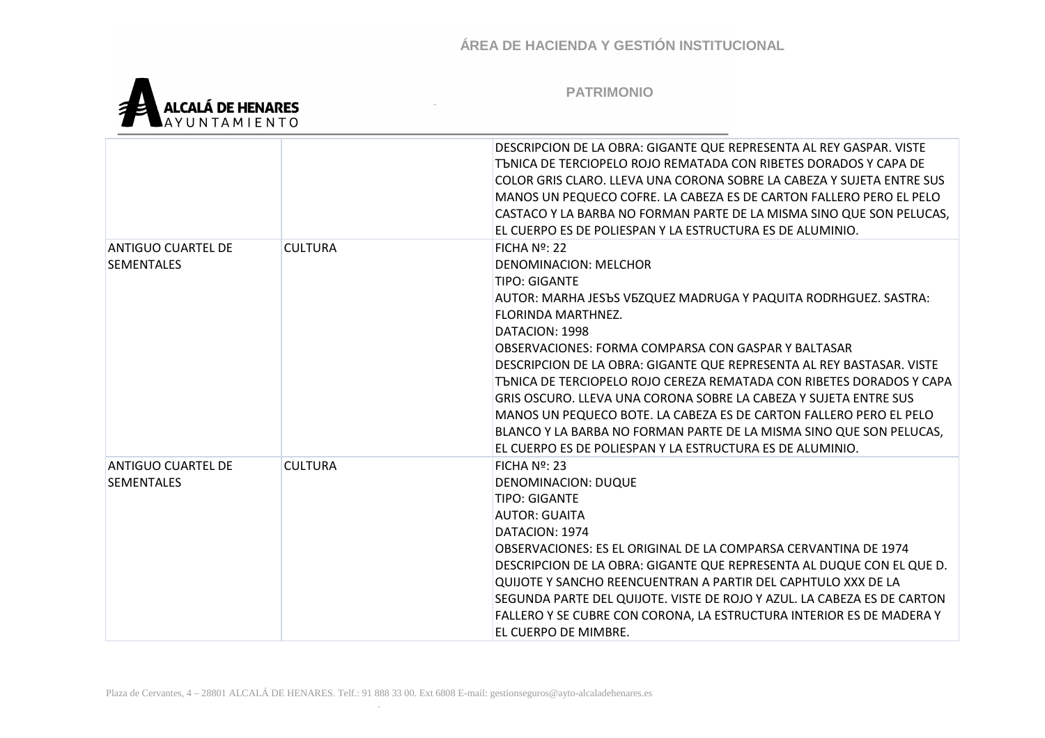| | | |
|---|---|---|
| | | DESCRIPCION DE LA OBRA: GIGANTE QUE REPRESENTA AL REY GASPAR. VISTE TЪNICA DE TERCIOPELO ROJO REMATADA CON RIBETES DORADOS Y CAPA DE COLOR GRIS CLARO. LLEVA UNA CORONA SOBRE LA CABEZA Y SUJETA ENTRE SUS MANOS UN PEQUECO COFRE. LA CABEZA ES DE CARTON FALLERO PERO EL PELO CASTACO Y LA BARBA NO FORMAN PARTE DE LA MISMA SINO QUE SON PELUCAS, EL CUERPO ES DE POLIESPAN Y LA ESTRUCTURA ES DE ALUMINIO. |
| ANTIGUO CUARTEL DE SEMENTALES | CULTURA | FICHA Nº: 22<br>DENOMINACION: MELCHOR<br>TIPO: GIGANTE<br>AUTOR: MARHA JESЪS VБZQUEZ MADRUGA Y PAQUITA RODRHGUEZ. SASTRA: FLORINDA MARTHNEZ.<br>DATACION: 1998<br>OBSERVACIONES: FORMA COMPARSA CON GASPAR Y BALTASAR<br>DESCRIPCION DE LA OBRA: GIGANTE QUE REPRESENTA AL REY BASTASAR. VISTE TЪNICA DE TERCIOPELO ROJO CEREZA REMATADA CON RIBETES DORADOS Y CAPA GRIS OSCURO. LLEVA UNA CORONA SOBRE LA CABEZA Y SUJETA ENTRE SUS MANOS UN PEQUECO BOTE. LA CABEZA ES DE CARTON FALLERO PERO EL PELO BLANCO Y LA BARBA NO FORMAN PARTE DE LA MISMA SINO QUE SON PELUCAS, EL CUERPO ES DE POLIESPAN Y LA ESTRUCTURA ES DE ALUMINIO. |
| ANTIGUO CUARTEL DE SEMENTALES | CULTURA | FICHA Nº: 23<br>DENOMINACION: DUQUE<br>TIPO: GIGANTE<br>AUTOR: GUAITA<br>DATACION: 1974<br>OBSERVACIONES: ES EL ORIGINAL DE LA COMPARSA CERVANTINA DE 1974<br>DESCRIPCION DE LA OBRA: GIGANTE QUE REPRESENTA AL DUQUE CON EL QUE D. QUIJOTE Y SANCHO REENCUENTRAN A PARTIR DEL CAPHTULO XXX DE LA SEGUNDA PARTE DEL QUIJOTE. VISTE DE ROJO Y AZUL. LA CABEZA ES DE CARTON FALLERO Y SE CUBRE CON CORONA, LA ESTRUCTURA INTERIOR ES DE MADERA Y EL CUERPO DE MIMBRE. |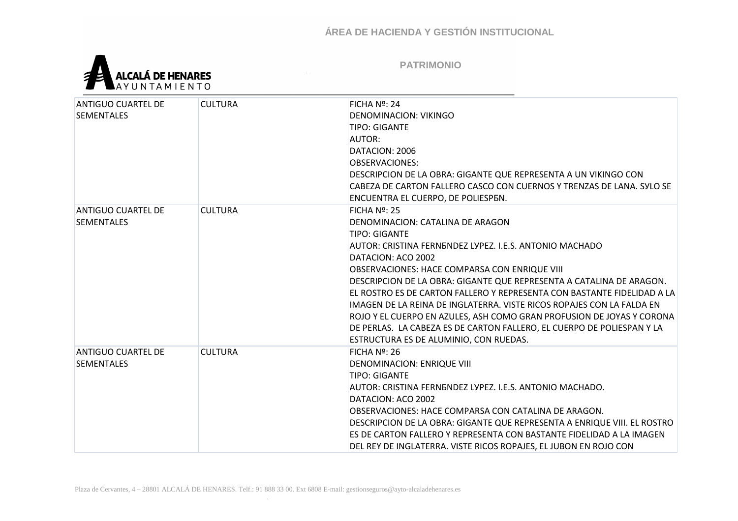ÁREA DE HACIENDA Y GESTIÓN INSTITUCIONAL

PATRIMONIO

| | | |
|---|---|---|
| ANTIGUO CUARTEL DE SEMENTALES | CULTURA | FICHA Nº: 24<br>DENOMINACION: VIKINGO<br>TIPO: GIGANTE<br>AUTOR:<br>DATACION: 2006<br>OBSERVACIONES:<br>DESCRIPCION DE LA OBRA: GIGANTE QUE REPRESENTA A UN VIKINGO CON CABEZA DE CARTON FALLERO CASCO CON CUERNOS Y TRENZAS DE LANA. SУLO SE ENCUENTRA EL CUERPO, DE POLIESPБN. |
| ANTIGUO CUARTEL DE SEMENTALES | CULTURA | FICHA Nº: 25<br>DENOMINACION: CATALINA DE ARAGON<br>TIPO: GIGANTE<br>AUTOR: CRISTINA FERNБNDEZ LУPEZ. I.E.S. ANTONIO MACHADO<br>DATACION: AСO 2002<br>OBSERVACIONES: HACE COMPARSA CON ENRIQUE VIII<br>DESCRIPCION DE LA OBRA: GIGANTE QUE REPRESENTA A CATALINA DE ARAGON. EL ROSTRO ES DE CARTON FALLERO Y REPRESENTA CON BASTANTE FIDELIDAD A LA IMAGEN DE LA REINA DE INGLATERRA. VISTE RICOS ROPAJES CON LA FALDA EN ROJO Y EL CUERPO EN AZULES, ASH COMO GRAN PROFUSION DE JOYAS Y CORONA DE PERLAS. LA CABEZA ES DE CARTON FALLERO, EL CUERPO DE POLIESPAN Y LA ESTRUCTURA ES DE ALUMINIO, CON RUEDAS. |
| ANTIGUO CUARTEL DE SEMENTALES | CULTURA | FICHA Nº: 26<br>DENOMINACION: ENRIQUE VIII<br>TIPO: GIGANTE<br>AUTOR: CRISTINA FERNБNDEZ LУPEZ. I.E.S. ANTONIO MACHADO.<br>DATACION: AСO 2002<br>OBSERVACIONES: HACE COMPARSA CON CATALINA DE ARAGON.<br>DESCRIPCION DE LA OBRA: GIGANTE QUE REPRESENTA A ENRIQUE VIII. EL ROSTRO ES DE CARTON FALLERO Y REPRESENTA CON BASTANTE FIDELIDAD A LA IMAGEN DEL REY DE INGLATERRA. VISTE RICOS ROPAJES, EL JUBON EN ROJO CON |

Plaza de Cervantes, 4 – 28801 ALCALÁ DE HENARES. Telf.: 91 888 33 00. Ext 6808 E-mail: gestionseguros@ayto-alcaladehenares.es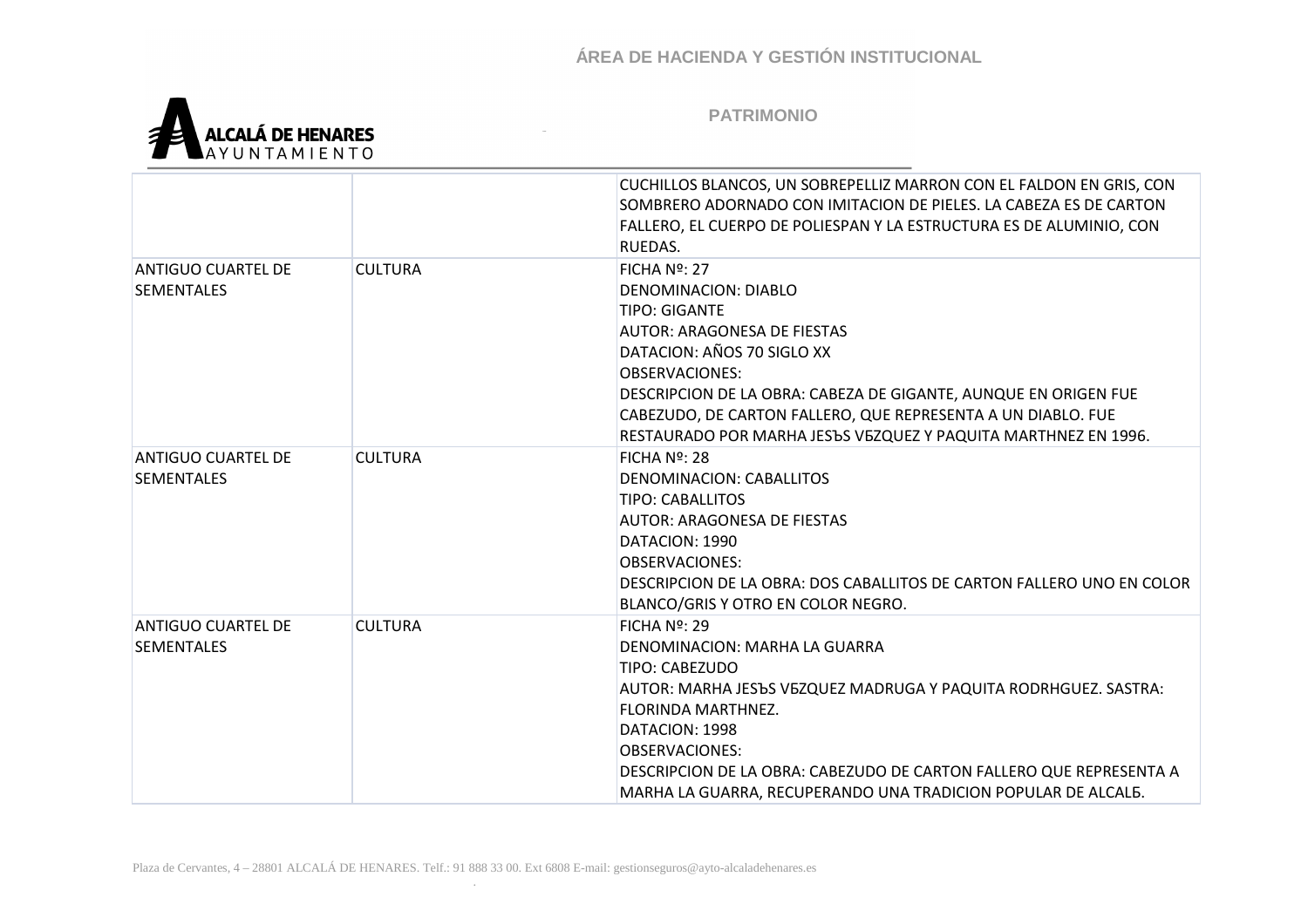| | | |
|---|---|---|
| | | CUCHILLOS BLANCOS, UN SOBREPELLIZ MARRON CON EL FALDON EN GRIS, CON SOMBRERO ADORNADO CON IMITACION DE PIELES. LA CABEZA ES DE CARTON FALLERO, EL CUERPO DE POLIESPAN Y LA ESTRUCTURA ES DE ALUMINIO, CON RUEDAS. |
| ANTIGUO CUARTEL DE SEMENTALES | CULTURA | FICHA Nº: 27<br>DENOMINACION: DIABLO<br>TIPO: GIGANTE<br>AUTOR: ARAGONESA DE FIESTAS<br>DATACION: AÑOS 70 SIGLO XX<br>OBSERVACIONES:<br>DESCRIPCION DE LA OBRA: CABEZA DE GIGANTE, AUNQUE EN ORIGEN FUE CABEZUDO, DE CARTON FALLERO, QUE REPRESENTA A UN DIABLO. FUE RESTAURADO POR MARHA JESЪS VБZQUEZ Y PAQUITA MARTHNEZ EN 1996. |
| ANTIGUO CUARTEL DE SEMENTALES | CULTURA | FICHA Nº: 28<br>DENOMINACION: CABALLITOS<br>TIPO: CABALLITOS<br>AUTOR: ARAGONESA DE FIESTAS<br>DATACION: 1990<br>OBSERVACIONES:<br>DESCRIPCION DE LA OBRA: DOS CABALLITOS DE CARTON FALLERO UNO EN COLOR BLANCO/GRIS Y OTRO EN COLOR NEGRO. |
| ANTIGUO CUARTEL DE SEMENTALES | CULTURA | FICHA Nº: 29<br>DENOMINACION: MARHA LA GUARRA<br>TIPO: CABEZUDO<br>AUTOR: MARHA JESЪS VБZQUEZ MADRUGA Y PAQUITA RODRHGUEZ. SASTRA: FLORINDA MARTHNEZ.<br>DATACION: 1998<br>OBSERVACIONES:<br>DESCRIPCION DE LA OBRA: CABEZUDO DE CARTON FALLERO QUE REPRESENTA A MARHA LA GUARRA, RECUPERANDO UNA TRADICION POPULAR DE ALCALБ. |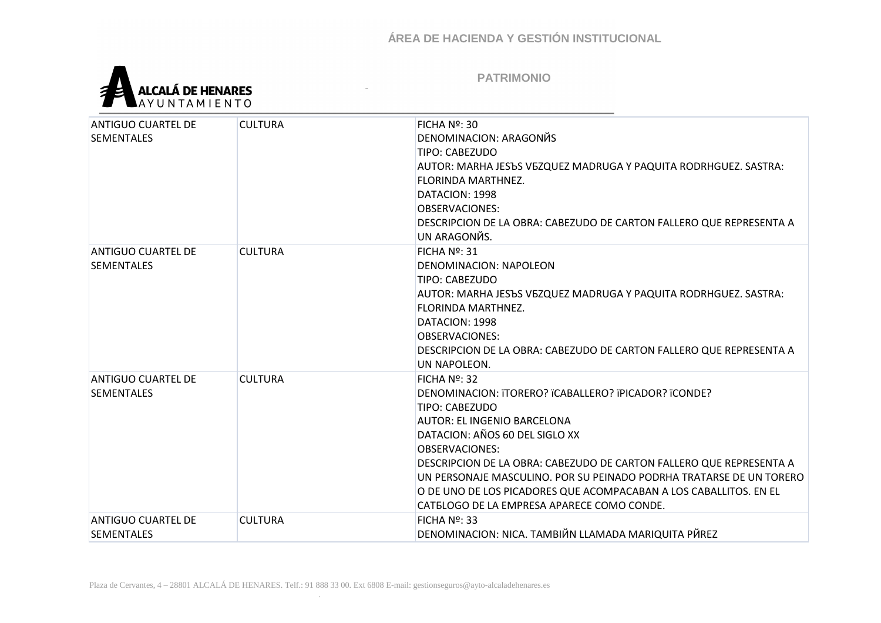ÁREA DE HACIENDA Y GESTIÓN INSTITUCIONAL

PATRIMONIO

| | | |
|---|---|---|
| ANTIGUO CUARTEL DE SEMENTALES | CULTURA | FICHA Nº: 30<br>DENOMINACION: ARAGONЙS<br>TIPO: CABEZUDO<br>AUTOR: MARHA JESЪS VБZQUEZ MADRUGA Y PAQUITA RODRHGUEZ. SASTRA: FLORINDA MARTHNEZ.<br>DATACION: 1998<br>OBSERVACIONES:<br>DESCRIPCION DE LA OBRA: CABEZUDO DE CARTON FALLERO QUE REPRESENTA A UN ARAGONЙS. |
| ANTIGUO CUARTEL DE SEMENTALES | CULTURA | FICHA Nº: 31<br>DENOMINACION: NAPOLEON<br>TIPO: CABEZUDO<br>AUTOR: MARHA JESЪS VБZQUEZ MADRUGA Y PAQUITA RODRHGUEZ. SASTRA: FLORINDA MARTHNEZ.<br>DATACION: 1998<br>OBSERVACIONES:<br>DESCRIPCION DE LA OBRA: CABEZUDO DE CARTON FALLERO QUE REPRESENTA A UN NAPOLEON. |
| ANTIGUO CUARTEL DE SEMENTALES | CULTURA | FICHA Nº: 32<br>DENOMINACION: ïTORERO? ïCABALLERO? ïPICADOR? ïCONDE?<br>TIPO: CABEZUDO<br>AUTOR: EL INGENIO BARCELONA<br>DATACION: AÑOS 60 DEL SIGLO XX<br>OBSERVACIONES:<br>DESCRIPCION DE LA OBRA: CABEZUDO DE CARTON FALLERO QUE REPRESENTA A UN PERSONAJE MASCULINO. POR SU PEINADO PODRHA TRATARSE DE UN TORERO O DE UNO DE LOS PICADORES QUE ACOMPACABAN A LOS CABALLITOS. EN EL CATБLOGO DE LA EMPRESA APARECE COMO CONDE. |
| ANTIGUO CUARTEL DE SEMENTALES | CULTURA | FICHA Nº: 33<br>DENOMINACION: NICA. TAMBIЙN LLAMADA MARIQUITA PЙREZ |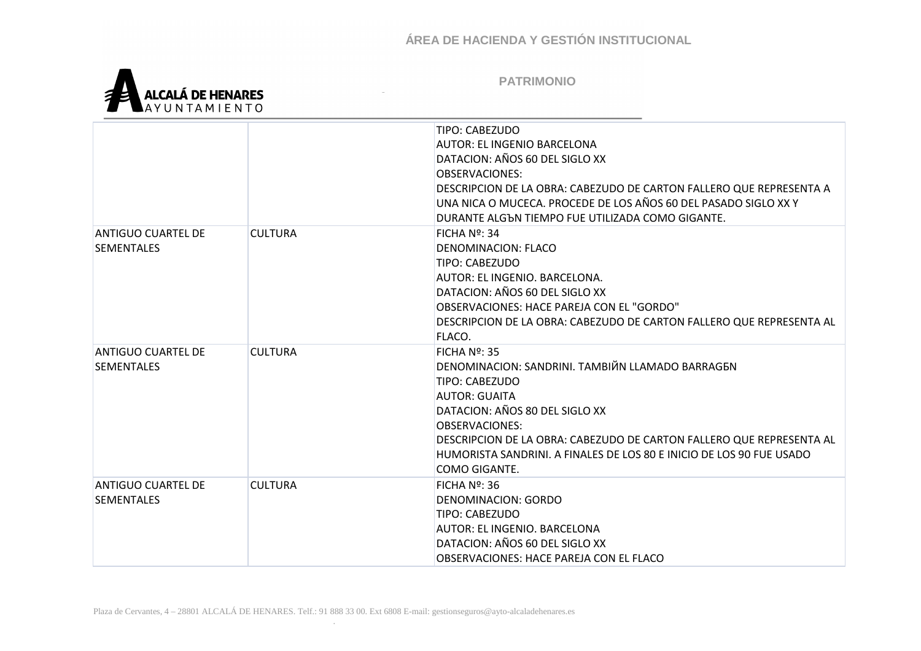| | | |
|---|---|---|
| | | TIPO: CABEZUDO<br>AUTOR: EL INGENIO BARCELONA<br>DATACION: AÑOS 60 DEL SIGLO XX<br>OBSERVACIONES:<br>DESCRIPCION DE LA OBRA: CABEZUDO DE CARTON FALLERO QUE REPRESENTA A UNA NICA O MUCECA. PROCEDE DE LOS AÑOS 60 DEL PASADO SIGLO XX Y DURANTE ALGЪN TIEMPO FUE UTILIZADA COMO GIGANTE. |
| ANTIGUO CUARTEL DE SEMENTALES | CULTURA | FICHA Nº: 34<br>DENOMINACION: FLACO<br>TIPO: CABEZUDO<br>AUTOR: EL INGENIO. BARCELONA.<br>DATACION: AÑOS 60 DEL SIGLO XX<br>OBSERVACIONES: HACE PAREJA CON EL "GORDO"<br>DESCRIPCION DE LA OBRA: CABEZUDO DE CARTON FALLERO QUE REPRESENTA AL FLACO. |
| ANTIGUO CUARTEL DE SEMENTALES | CULTURA | FICHA Nº: 35<br>DENOMINACION: SANDRINI. TAMBIЙN LLAMADO BARRAGБN<br>TIPO: CABEZUDO<br>AUTOR: GUAITA<br>DATACION: AÑOS 80 DEL SIGLO XX<br>OBSERVACIONES:<br>DESCRIPCION DE LA OBRA: CABEZUDO DE CARTON FALLERO QUE REPRESENTA AL HUMORISTA SANDRINI. A FINALES DE LOS 80 E INICIO DE LOS 90 FUE USADO COMO GIGANTE. |
| ANTIGUO CUARTEL DE SEMENTALES | CULTURA | FICHA Nº: 36<br>DENOMINACION: GORDO<br>TIPO: CABEZUDO<br>AUTOR: EL INGENIO. BARCELONA<br>DATACION: AÑOS 60 DEL SIGLO XX<br>OBSERVACIONES: HACE PAREJA CON EL FLACO |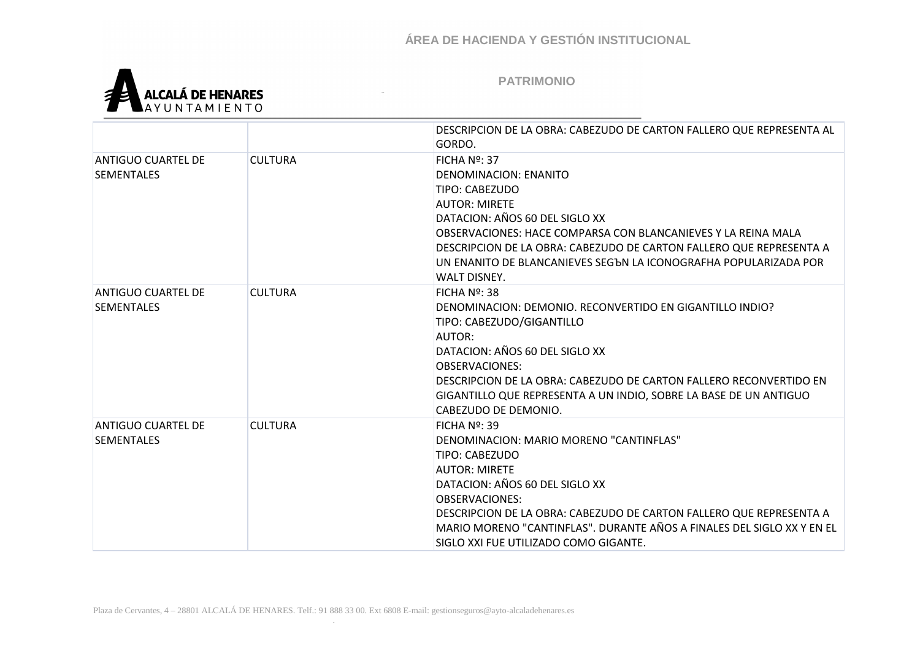| | | DESCRIPCION DE LA OBRA: CABEZUDO DE CARTON FALLERO QUE REPRESENTA AL GORDO. |
|---|---|---|
| ANTIGUO CUARTEL DE SEMENTALES | CULTURA | FICHA Nº: 37<br>DENOMINACION: ENANITO<br>TIPO: CABEZUDO<br>AUTOR: MIRETE<br>DATACION: AÑOS 60 DEL SIGLO XX<br>OBSERVACIONES: HACE COMPARSA CON BLANCANIEVES Y LA REINA MALA<br>DESCRIPCION DE LA OBRA: CABEZUDO DE CARTON FALLERO QUE REPRESENTA A UN ENANITO DE BLANCANIEVES SEGЪN LA ICONOGRAFHA POPULARIZADA POR WALT DISNEY. |
| ANTIGUO CUARTEL DE SEMENTALES | CULTURA | FICHA Nº: 38<br>DENOMINACION: DEMONIO. RECONVERTIDO EN GIGANTILLO INDIO?<br>TIPO: CABEZUDO/GIGANTILLO<br>AUTOR:<br>DATACION: AÑOS 60 DEL SIGLO XX<br>OBSERVACIONES:<br>DESCRIPCION DE LA OBRA: CABEZUDO DE CARTON FALLERO RECONVERTIDO EN GIGANTILLO QUE REPRESENTA A UN INDIO, SOBRE LA BASE DE UN ANTIGUO CABEZUDO DE DEMONIO. |
| ANTIGUO CUARTEL DE SEMENTALES | CULTURA | FICHA Nº: 39<br>DENOMINACION: MARIO MORENO "CANTINFLAS"<br>TIPO: CABEZUDO<br>AUTOR: MIRETE<br>DATACION: AÑOS 60 DEL SIGLO XX<br>OBSERVACIONES:<br>DESCRIPCION DE LA OBRA: CABEZUDO DE CARTON FALLERO QUE REPRESENTA A MARIO MORENO "CANTINFLAS". DURANTE AÑOS A FINALES DEL SIGLO XX Y EN EL SIGLO XXI FUE UTILIZADO COMO GIGANTE. |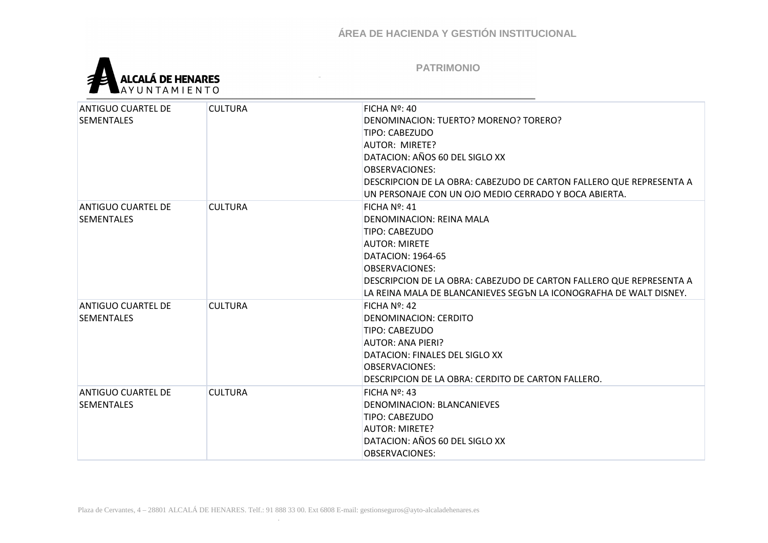| ANTIGUO CUARTEL DE SEMENTALES | CULTURA | FICHA Nº: 40<br>DENOMINACION: TUERTO? MORENO? TORERO?<br>TIPO: CABEZUDO<br>AUTOR: MIRETE?<br>DATACION: AÑOS 60 DEL SIGLO XX<br>OBSERVACIONES:<br>DESCRIPCION DE LA OBRA: CABEZUDO DE CARTON FALLERO QUE REPRESENTA A UN PERSONAJE CON UN OJO MEDIO CERRADO Y BOCA ABIERTA. |
|---|---|---|
| ANTIGUO CUARTEL DE SEMENTALES | CULTURA | FICHA Nº: 41<br>DENOMINACION: REINA MALA<br>TIPO: CABEZUDO<br>AUTOR: MIRETE<br>DATACION: 1964-65<br>OBSERVACIONES:<br>DESCRIPCION DE LA OBRA: CABEZUDO DE CARTON FALLERO QUE REPRESENTA A LA REINA MALA DE BLANCANIEVES SEGЪN LA ICONOGRAFHA DE WALT DISNEY. |
| ANTIGUO CUARTEL DE SEMENTALES | CULTURA | FICHA Nº: 42<br>DENOMINACION: CERDITO<br>TIPO: CABEZUDO<br>AUTOR: ANA PIERI?<br>DATACION: FINALES DEL SIGLO XX<br>OBSERVACIONES:<br>DESCRIPCION DE LA OBRA: CERDITO DE CARTON FALLERO. |
| ANTIGUO CUARTEL DE SEMENTALES | CULTURA | FICHA Nº: 43<br>DENOMINACION: BLANCANIEVES<br>TIPO: CABEZUDO<br>AUTOR: MIRETE?<br>DATACION: AÑOS 60 DEL SIGLO XX<br>OBSERVACIONES: |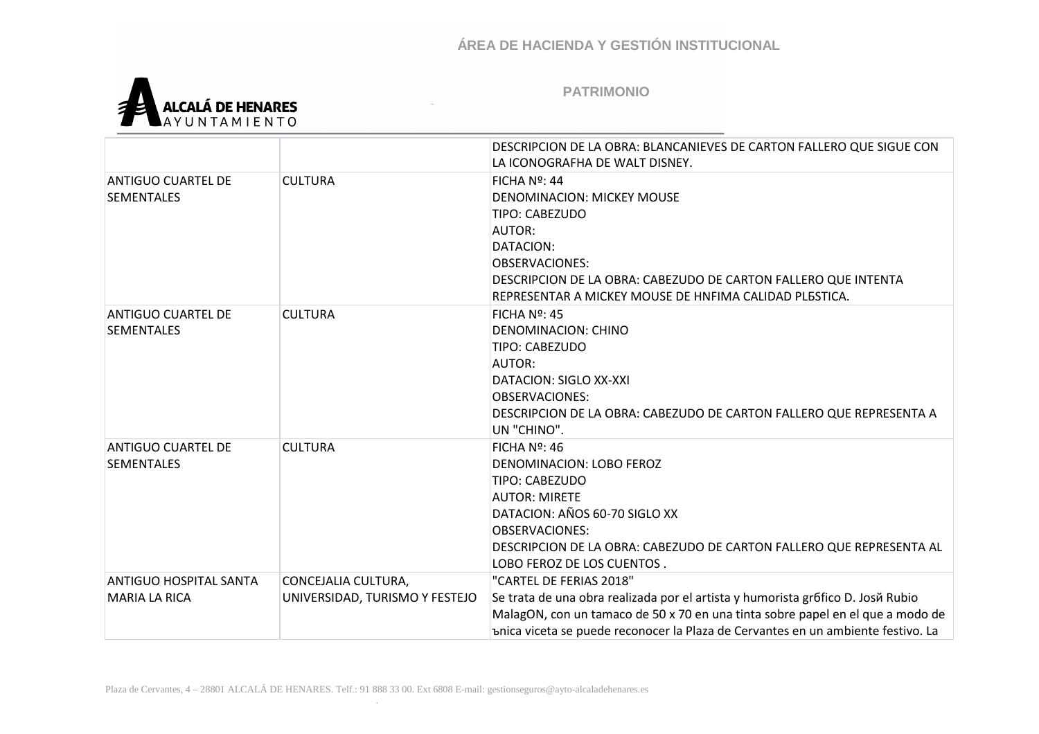| | | |
|---|---|---|
| | | DESCRIPCION DE LA OBRA: BLANCANIEVES DE CARTON FALLERO QUE SIGUE CON LA ICONOGRAFHA DE WALT DISNEY. |
| ANTIGUO CUARTEL DE SEMENTALES | CULTURA | FICHA Nº: 44<br>DENOMINACION: MICKEY MOUSE<br>TIPO: CABEZUDO<br>AUTOR:<br>DATACION:<br>OBSERVACIONES:<br>DESCRIPCION DE LA OBRA: CABEZUDO DE CARTON FALLERO QUE INTENTA REPRESENTAR A MICKEY MOUSE DE HNFIMA CALIDAD PLБSTICA. |
| ANTIGUO CUARTEL DE SEMENTALES | CULTURA | FICHA Nº: 45<br>DENOMINACION: CHINO<br>TIPO: CABEZUDO<br>AUTOR:<br>DATACION: SIGLO XX-XXI<br>OBSERVACIONES:<br>DESCRIPCION DE LA OBRA: CABEZUDO DE CARTON FALLERO QUE REPRESENTA A UN "CHINO". |
| ANTIGUO CUARTEL DE SEMENTALES | CULTURA | FICHA Nº: 46<br>DENOMINACION: LOBO FEROZ<br>TIPO: CABEZUDO<br>AUTOR: MIRETE<br>DATACION: AÑOS 60-70 SIGLO XX<br>OBSERVACIONES:<br>DESCRIPCION DE LA OBRA: CABEZUDO DE CARTON FALLERO QUE REPRESENTA AL LOBO FEROZ DE LOS CUENTOS . |
| ANTIGUO HOSPITAL SANTA MARIA LA RICA | CONCEJALIA CULTURA, UNIVERSIDAD, TURISMO Y FESTEJO | "CARTEL DE FERIAS 2018"<br>Se trata de una obra realizada por el artista y humorista grбfico D. Josй Rubio MalagON, con un tamaco de 50 x 70 en una tinta sobre papel en el que a modo de ъnica viceta se puede reconocer la Plaza de Cervantes en un ambiente festivo. La |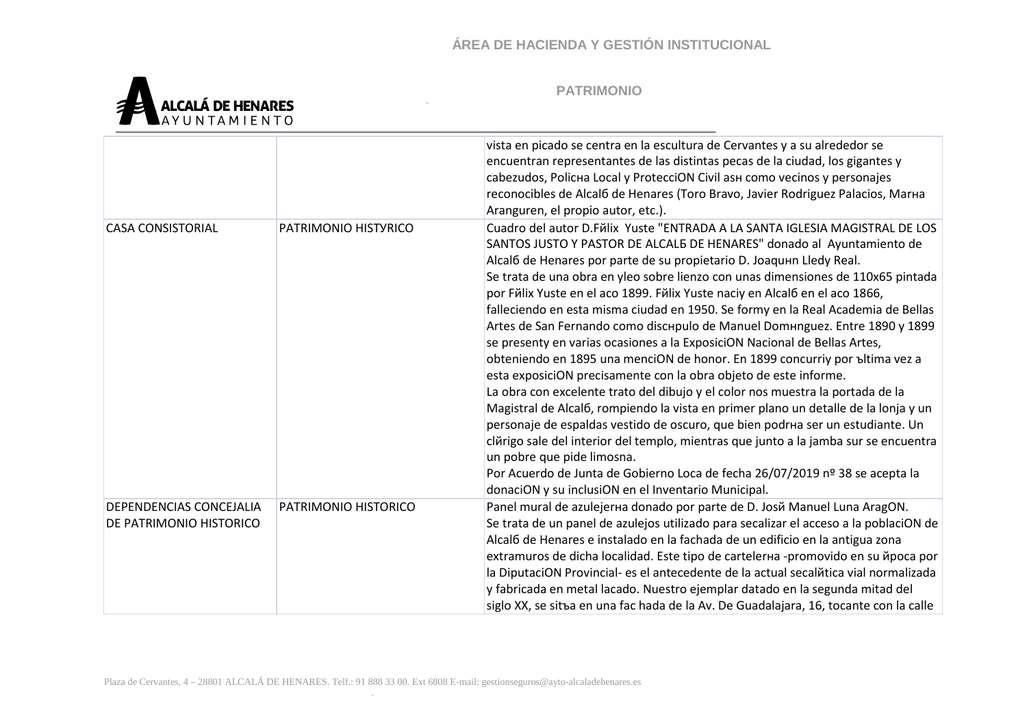| | | |
|---|---|---|
| | | vista en picado se centra en la escultura de Cervantes y a su alrededor se encuentran representantes de las distintas pecas de la ciudad, los gigantes y cabezudos, Policнa Local y ProtecciON Civil asн como vecinos y personajes reconocibles de Alcalб de Henares (Toro Bravo, Javier Rodriguez Palacios, Marнa Aranguren, el propio autor, etc.). |
| CASA CONSISTORIAL | PATRIMONIO HISTYRICO | Cuadro del autor D.Fйlix Yuste "ENTRADA A LA SANTA IGLESIA MAGISTRAL DE LOS SANTOS JUSTO Y PASTOR DE ALCALБ DE HENARES" donado al Ayuntamiento de Alcalб de Henares por parte de su propietario D. Joaquнn Lledy Real.<br>Se trata de una obra en yleo sobre lienzo con unas dimensiones de 110x65 pintada por Fйlix Yuste en el aco 1899. Fйlix Yuste naciy en Alcalб en el aco 1866, falleciendo en esta misma ciudad en 1950. Se formy en la Real Academia de Bellas Artes de San Fernando como discнpulo de Manuel Domнnguez. Entre 1890 y 1899 se presenty en varias ocasiones a la ExposiciON Nacional de Bellas Artes, obteniendo en 1895 una menciON de honor. En 1899 concurriy por ъltima vez a esta exposiciON precisamente con la obra objeto de este informe.<br>La obra con excelente trato del dibujo y el color nos muestra la portada de la Magistral de Alcalб, rompiendo la vista en primer plano un detalle de la lonja y un personaje de espaldas vestido de oscuro, que bien podrнa ser un estudiante. Un clйrigo sale del interior del templo, mientras que junto a la jamba sur se encuentra un pobre que pide limosna.<br>Por Acuerdo de Junta de Gobierno Loca de fecha 26/07/2019 nº 38 se acepta la donaciON y su inclusiON en el Inventario Municipal. |
| DEPENDENCIAS CONCEJALIA DE PATRIMONIO HISTORICO | PATRIMONIO HISTORICO | Panel mural de azulejerнa donado por parte de D. Josй Manuel Luna AragON.<br>Se trata de un panel de azulejos utilizado para secalizar el acceso a la poblaciON de Alcalб de Henares e instalado en la fachada de un edificio en la antigua zona extramuros de dicha localidad. Este tipo de cartelerнa -promovido en su йpoca por la DiputaciON Provincial- es el antecedente de la actual secalйtica vial normalizada y fabricada en metal lacado. Nuestro ejemplar datado en la segunda mitad del siglo XX, se sitъa en una fac hada de la Av. De Guadalajara, 16, tocante con la calle |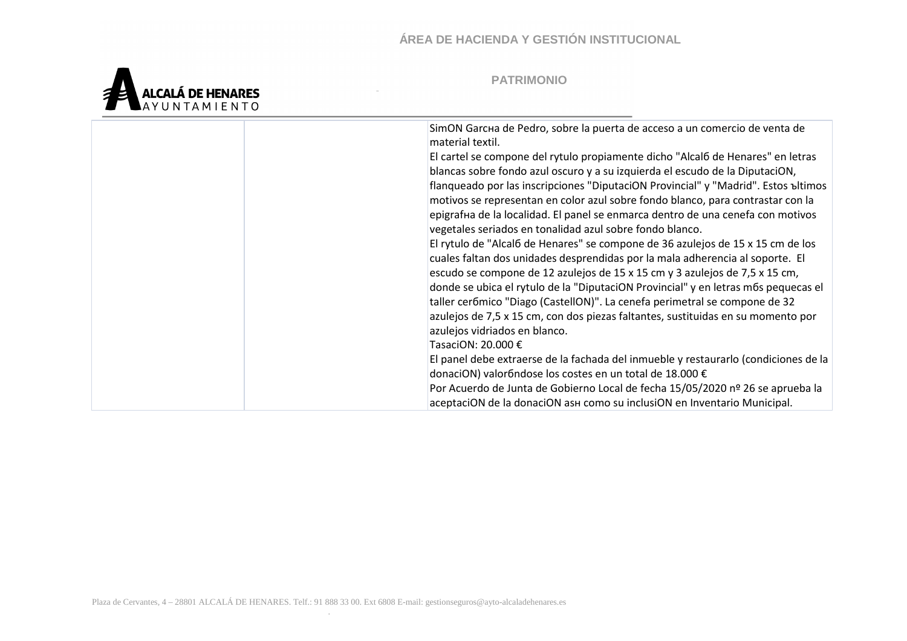| | | |
|---|---|---|
| | | SimON Garcна de Pedro, sobre la puerta de acceso a un comercio de venta de material textil.<br>El cartel se compone del rytulo propiamente dicho "Alcalб de Henares" en letras blancas sobre fondo azul oscuro y a su izquierda el escudo de la DiputaciON, flanqueado por las inscripciones "DiputaciON Provincial" y "Madrid". Estos ъltimos motivos se representan en color azul sobre fondo blanco, para contrastar con la epigrafна de la localidad. El panel se enmarca dentro de una cenefa con motivos vegetales seriados en tonalidad azul sobre fondo blanco.<br>El rytulo de "Alcalб de Henares" se compone de 36 azulejos de 15 x 15 cm de los cuales faltan dos unidades desprendidas por la mala adherencia al soporte. El escudo se compone de 12 azulejos de 15 x 15 cm y 3 azulejos de 7,5 x 15 cm, donde se ubica el rytulo de la "DiputaciON Provincial" y en letras mбs pequecas el taller cerбmico "Diago (CastellON)". La cenefa perimetral se compone de 32 azulejos de 7,5 x 15 cm, con dos piezas faltantes, sustituidas en su momento por azulejos vidriados en blanco.<br>TasaciON: 20.000 €<br>El panel debe extraerse de la fachada del inmueble y restaurarlo (condiciones de la donaciON) valorбndose los costes en un total de 18.000 €<br>Por Acuerdo de Junta de Gobierno Local de fecha 15/05/2020 nº 26 se aprueba la aceptaciON de la donaciON asн como su inclusiON en Inventario Municipal. |